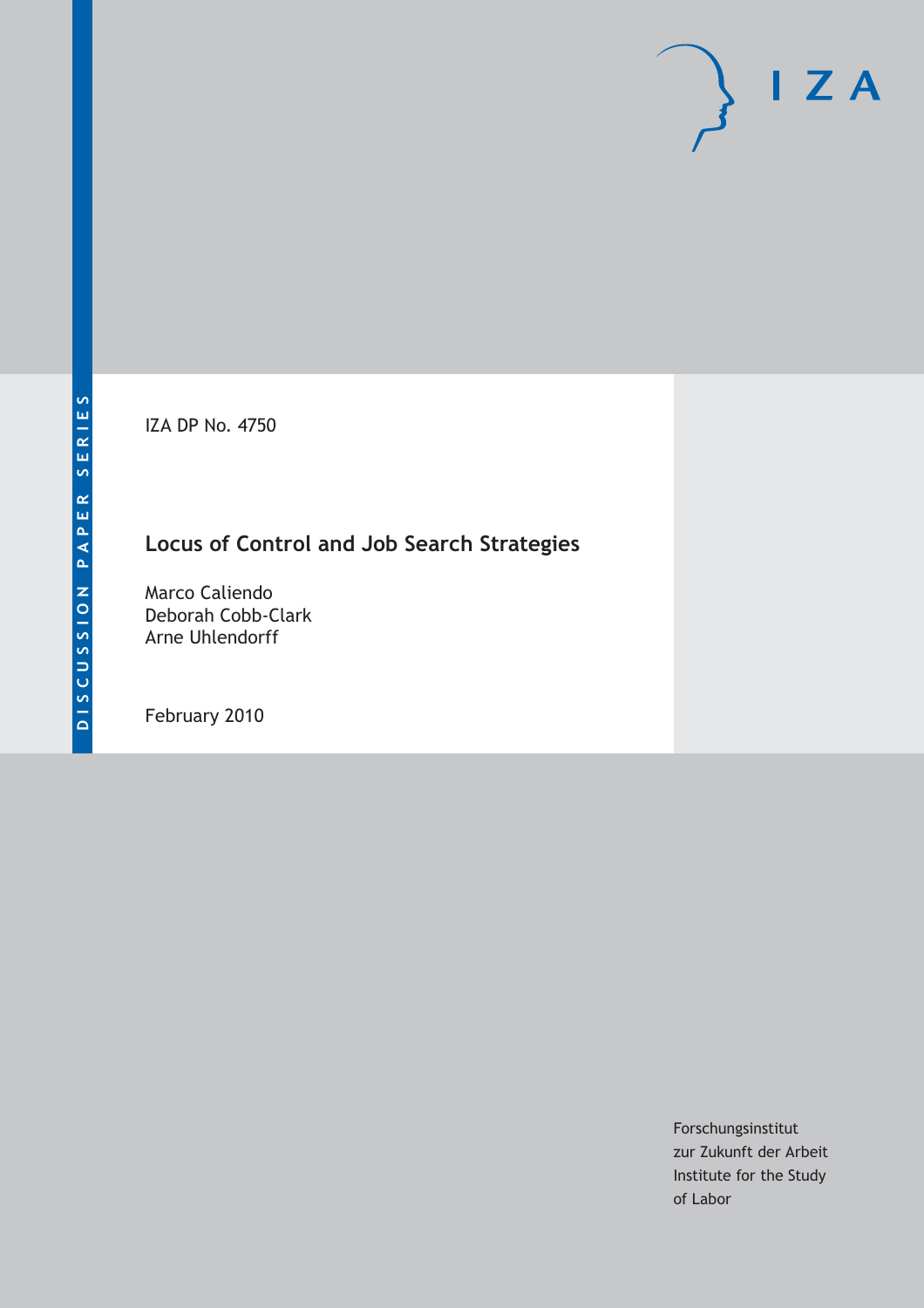DISCUSSION PAPER SERIES

IZA DP No. 4750

# Locus of Control and Job Search Strategies

Marco Caliendo
Deborah Cobb-Clark
Arne Uhlendorff

February 2010

IZA

Forschungsinstitut
zur Zukunft der Arbeit
Institute for the Study
of Labor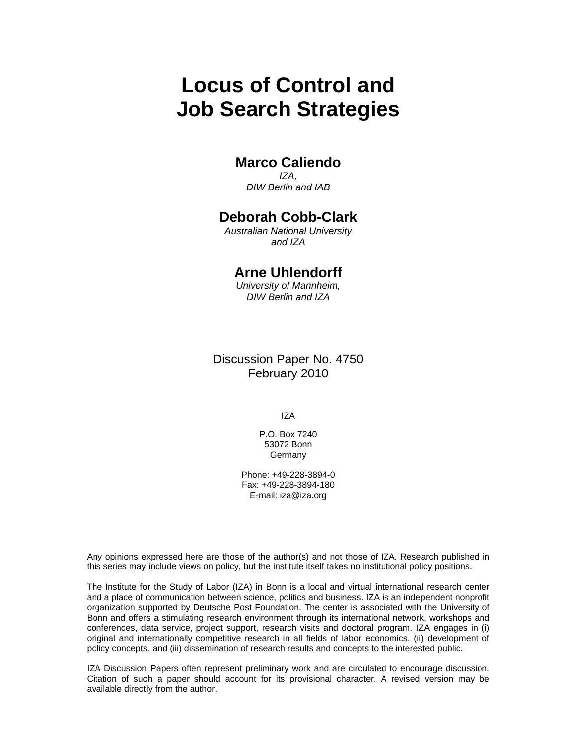# Locus of Control and Job Search Strategies

**Marco Caliendo**
*IZA, DIW Berlin and IAB*

**Deborah Cobb-Clark**
*Australian National University and IZA*

**Arne Uhlendorff**
*University of Mannheim, DIW Berlin and IZA*

Discussion Paper No. 4750
February 2010

IZA

P.O. Box 7240
53072 Bonn
Germany

Phone: +49-228-3894-0
Fax: +49-228-3894-180
E-mail: iza@iza.org

Any opinions expressed here are those of the author(s) and not those of IZA. Research published in this series may include views on policy, but the institute itself takes no institutional policy positions.

The Institute for the Study of Labor (IZA) in Bonn is a local and virtual international research center and a place of communication between science, politics and business. IZA is an independent nonprofit organization supported by Deutsche Post Foundation. The center is associated with the University of Bonn and offers a stimulating research environment through its international network, workshops and conferences, data service, project support, research visits and doctoral program. IZA engages in (i) original and internationally competitive research in all fields of labor economics, (ii) development of policy concepts, and (iii) dissemination of research results and concepts to the interested public.

IZA Discussion Papers often represent preliminary work and are circulated to encourage discussion. Citation of such a paper should account for its provisional character. A revised version may be available directly from the author.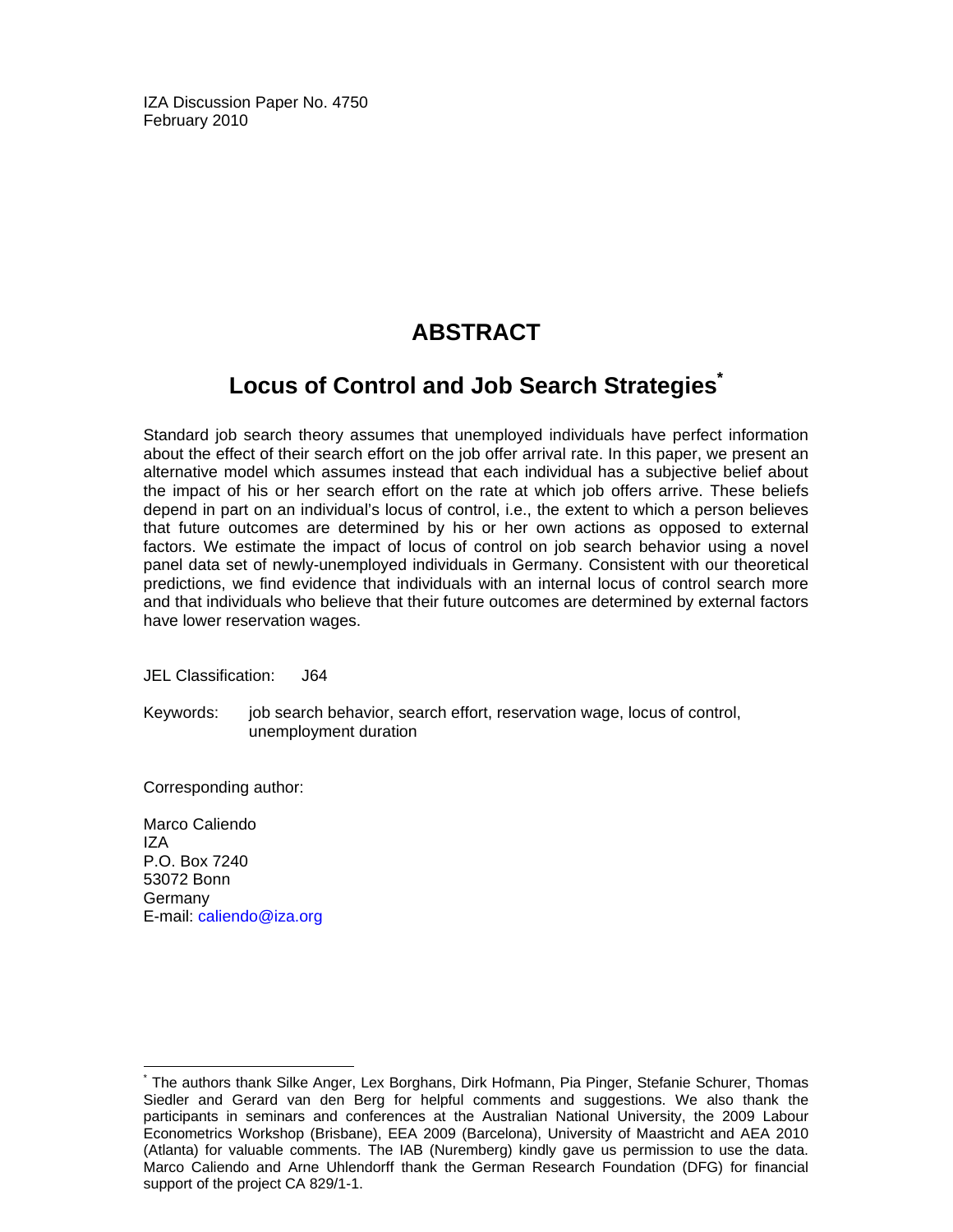IZA Discussion Paper No. 4750
February 2010

# ABSTRACT

## Locus of Control and Job Search Strategies[*]

Standard job search theory assumes that unemployed individuals have perfect information about the effect of their search effort on the job offer arrival rate. In this paper, we present an alternative model which assumes instead that each individual has a subjective belief about the impact of his or her search effort on the rate at which job offers arrive. These beliefs depend in part on an individual's locus of control, i.e., the extent to which a person believes that future outcomes are determined by his or her own actions as opposed to external factors. We estimate the impact of locus of control on job search behavior using a novel panel data set of newly-unemployed individuals in Germany. Consistent with our theoretical predictions, we find evidence that individuals with an internal locus of control search more and that individuals who believe that their future outcomes are determined by external factors have lower reservation wages.

JEL Classification: J64

Keywords: job search behavior, search effort, reservation wage, locus of control, unemployment duration

Corresponding author:

Marco Caliendo
IZA
P.O. Box 7240
53072 Bonn
Germany
E-mail: caliendo@iza.org

---

[*] The authors thank Silke Anger, Lex Borghans, Dirk Hofmann, Pia Pinger, Stefanie Schurer, Thomas Siedler and Gerard van den Berg for helpful comments and suggestions. We also thank the participants in seminars and conferences at the Australian National University, the 2009 Labour Econometrics Workshop (Brisbane), EEA 2009 (Barcelona), University of Maastricht and AEA 2010 (Atlanta) for valuable comments. The IAB (Nuremberg) kindly gave us permission to use the data. Marco Caliendo and Arne Uhlendorff thank the German Research Foundation (DFG) for financial support of the project CA 829/1-1.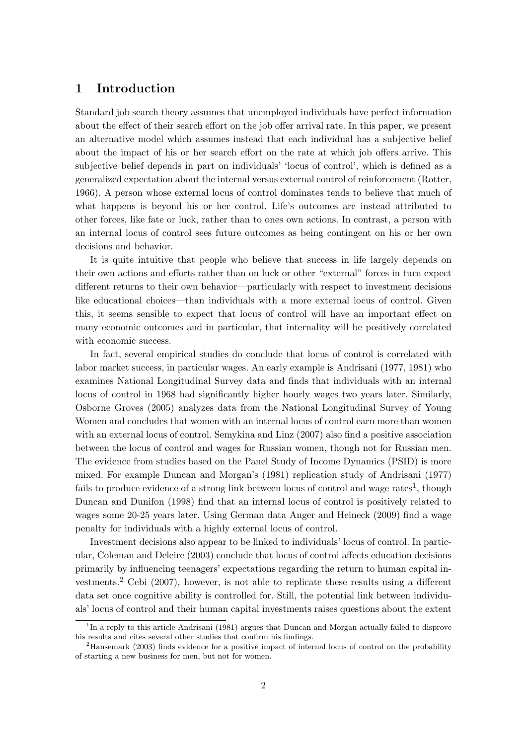# 1 Introduction

Standard job search theory assumes that unemployed individuals have perfect information about the effect of their search effort on the job offer arrival rate. In this paper, we present an alternative model which assumes instead that each individual has a subjective belief about the impact of his or her search effort on the rate at which job offers arrive. This subjective belief depends in part on individuals' 'locus of control', which is defined as a generalized expectation about the internal versus external control of reinforcement (Rotter, 1966). A person whose external locus of control dominates tends to believe that much of what happens is beyond his or her control. Life's outcomes are instead attributed to other forces, like fate or luck, rather than to ones own actions. In contrast, a person with an internal locus of control sees future outcomes as being contingent on his or her own decisions and behavior.

It is quite intuitive that people who believe that success in life largely depends on their own actions and efforts rather than on luck or other "external" forces in turn expect different returns to their own behavior—particularly with respect to investment decisions like educational choices—than individuals with a more external locus of control. Given this, it seems sensible to expect that locus of control will have an important effect on many economic outcomes and in particular, that internality will be positively correlated with economic success.

In fact, several empirical studies do conclude that locus of control is correlated with labor market success, in particular wages. An early example is Andrisani (1977, 1981) who examines National Longitudinal Survey data and finds that individuals with an internal locus of control in 1968 had significantly higher hourly wages two years later. Similarly, Osborne Groves (2005) analyzes data from the National Longitudinal Survey of Young Women and concludes that women with an internal locus of control earn more than women with an external locus of control. Semykina and Linz (2007) also find a positive association between the locus of control and wages for Russian women, though not for Russian men. The evidence from studies based on the Panel Study of Income Dynamics (PSID) is more mixed. For example Duncan and Morgan's (1981) replication study of Andrisani (1977) fails to produce evidence of a strong link between locus of control and wage rates[1], though Duncan and Dunifon (1998) find that an internal locus of control is positively related to wages some 20-25 years later. Using German data Anger and Heineck (2009) find a wage penalty for individuals with a highly external locus of control.

Investment decisions also appear to be linked to individuals' locus of control. In particular, Coleman and Deleire (2003) conclude that locus of control affects education decisions primarily by influencing teenagers' expectations regarding the return to human capital investments.[2] Cebi (2007), however, is not able to replicate these results using a different data set once cognitive ability is controlled for. Still, the potential link between individuals' locus of control and their human capital investments raises questions about the extent

[1] In a reply to this article Andrisani (1981) argues that Duncan and Morgan actually failed to disprove his results and cites several other studies that confirm his findings.

[2] Hansemark (2003) finds evidence for a positive impact of internal locus of control on the probability of starting a new business for men, but not for women.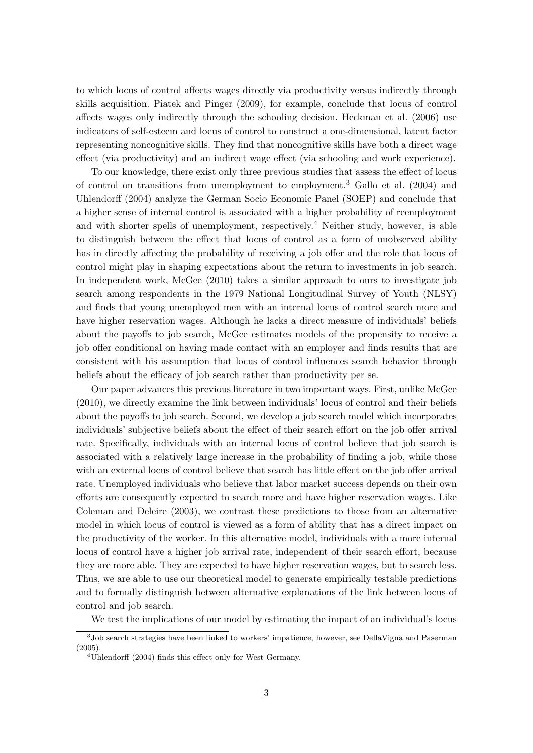to which locus of control affects wages directly via productivity versus indirectly through skills acquisition. Piatek and Pinger (2009), for example, conclude that locus of control affects wages only indirectly through the schooling decision. Heckman et al. (2006) use indicators of self-esteem and locus of control to construct a one-dimensional, latent factor representing noncognitive skills. They find that noncognitive skills have both a direct wage effect (via productivity) and an indirect wage effect (via schooling and work experience).

To our knowledge, there exist only three previous studies that assess the effect of locus of control on transitions from unemployment to employment.[3] Gallo et al. (2004) and Uhlendorff (2004) analyze the German Socio Economic Panel (SOEP) and conclude that a higher sense of internal control is associated with a higher probability of reemployment and with shorter spells of unemployment, respectively.[4] Neither study, however, is able to distinguish between the effect that locus of control as a form of unobserved ability has in directly affecting the probability of receiving a job offer and the role that locus of control might play in shaping expectations about the return to investments in job search. In independent work, McGee (2010) takes a similar approach to ours to investigate job search among respondents in the 1979 National Longitudinal Survey of Youth (NLSY) and finds that young unemployed men with an internal locus of control search more and have higher reservation wages. Although he lacks a direct measure of individuals' beliefs about the payoffs to job search, McGee estimates models of the propensity to receive a job offer conditional on having made contact with an employer and finds results that are consistent with his assumption that locus of control influences search behavior through beliefs about the efficacy of job search rather than productivity per se.

Our paper advances this previous literature in two important ways. First, unlike McGee (2010), we directly examine the link between individuals' locus of control and their beliefs about the payoffs to job search. Second, we develop a job search model which incorporates individuals' subjective beliefs about the effect of their search effort on the job offer arrival rate. Specifically, individuals with an internal locus of control believe that job search is associated with a relatively large increase in the probability of finding a job, while those with an external locus of control believe that search has little effect on the job offer arrival rate. Unemployed individuals who believe that labor market success depends on their own efforts are consequently expected to search more and have higher reservation wages. Like Coleman and Deleire (2003), we contrast these predictions to those from an alternative model in which locus of control is viewed as a form of ability that has a direct impact on the productivity of the worker. In this alternative model, individuals with a more internal locus of control have a higher job arrival rate, independent of their search effort, because they are more able. They are expected to have higher reservation wages, but to search less. Thus, we are able to use our theoretical model to generate empirically testable predictions and to formally distinguish between alternative explanations of the link between locus of control and job search.

We test the implications of our model by estimating the impact of an individual's locus

[3] Job search strategies have been linked to workers' impatience, however, see DellaVigna and Paserman (2005).

[4] Uhlendorff (2004) finds this effect only for West Germany.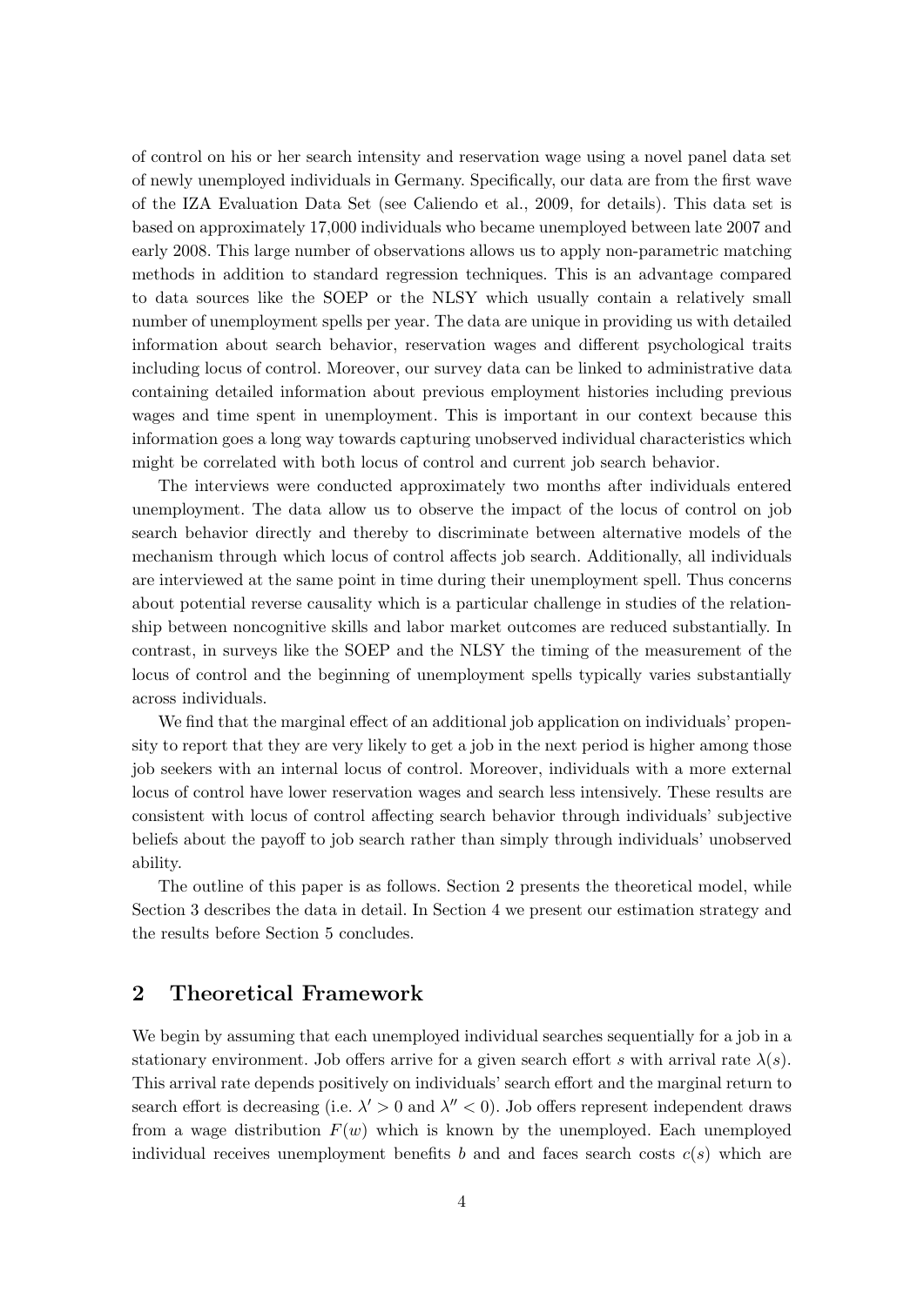of control on his or her search intensity and reservation wage using a novel panel data set of newly unemployed individuals in Germany. Specifically, our data are from the first wave of the IZA Evaluation Data Set (see Caliendo et al., 2009, for details). This data set is based on approximately 17,000 individuals who became unemployed between late 2007 and early 2008. This large number of observations allows us to apply non-parametric matching methods in addition to standard regression techniques. This is an advantage compared to data sources like the SOEP or the NLSY which usually contain a relatively small number of unemployment spells per year. The data are unique in providing us with detailed information about search behavior, reservation wages and different psychological traits including locus of control. Moreover, our survey data can be linked to administrative data containing detailed information about previous employment histories including previous wages and time spent in unemployment. This is important in our context because this information goes a long way towards capturing unobserved individual characteristics which might be correlated with both locus of control and current job search behavior.

The interviews were conducted approximately two months after individuals entered unemployment. The data allow us to observe the impact of the locus of control on job search behavior directly and thereby to discriminate between alternative models of the mechanism through which locus of control affects job search. Additionally, all individuals are interviewed at the same point in time during their unemployment spell. Thus concerns about potential reverse causality which is a particular challenge in studies of the relationship between noncognitive skills and labor market outcomes are reduced substantially. In contrast, in surveys like the SOEP and the NLSY the timing of the measurement of the locus of control and the beginning of unemployment spells typically varies substantially across individuals.

We find that the marginal effect of an additional job application on individuals' propensity to report that they are very likely to get a job in the next period is higher among those job seekers with an internal locus of control. Moreover, individuals with a more external locus of control have lower reservation wages and search less intensively. These results are consistent with locus of control affecting search behavior through individuals' subjective beliefs about the payoff to job search rather than simply through individuals' unobserved ability.

The outline of this paper is as follows. Section 2 presents the theoretical model, while Section 3 describes the data in detail. In Section 4 we present our estimation strategy and the results before Section 5 concludes.

## 2 Theoretical Framework

We begin by assuming that each unemployed individual searches sequentially for a job in a stationary environment. Job offers arrive for a given search effort $s$ with arrival rate $\lambda(s)$. This arrival rate depends positively on individuals' search effort and the marginal return to search effort is decreasing (i.e. $\lambda' > 0$ and $\lambda'' < 0$). Job offers represent independent draws from a wage distribution $F(w)$ which is known by the unemployed. Each unemployed individual receives unemployment benefits $b$ and and faces search costs $c(s)$ which are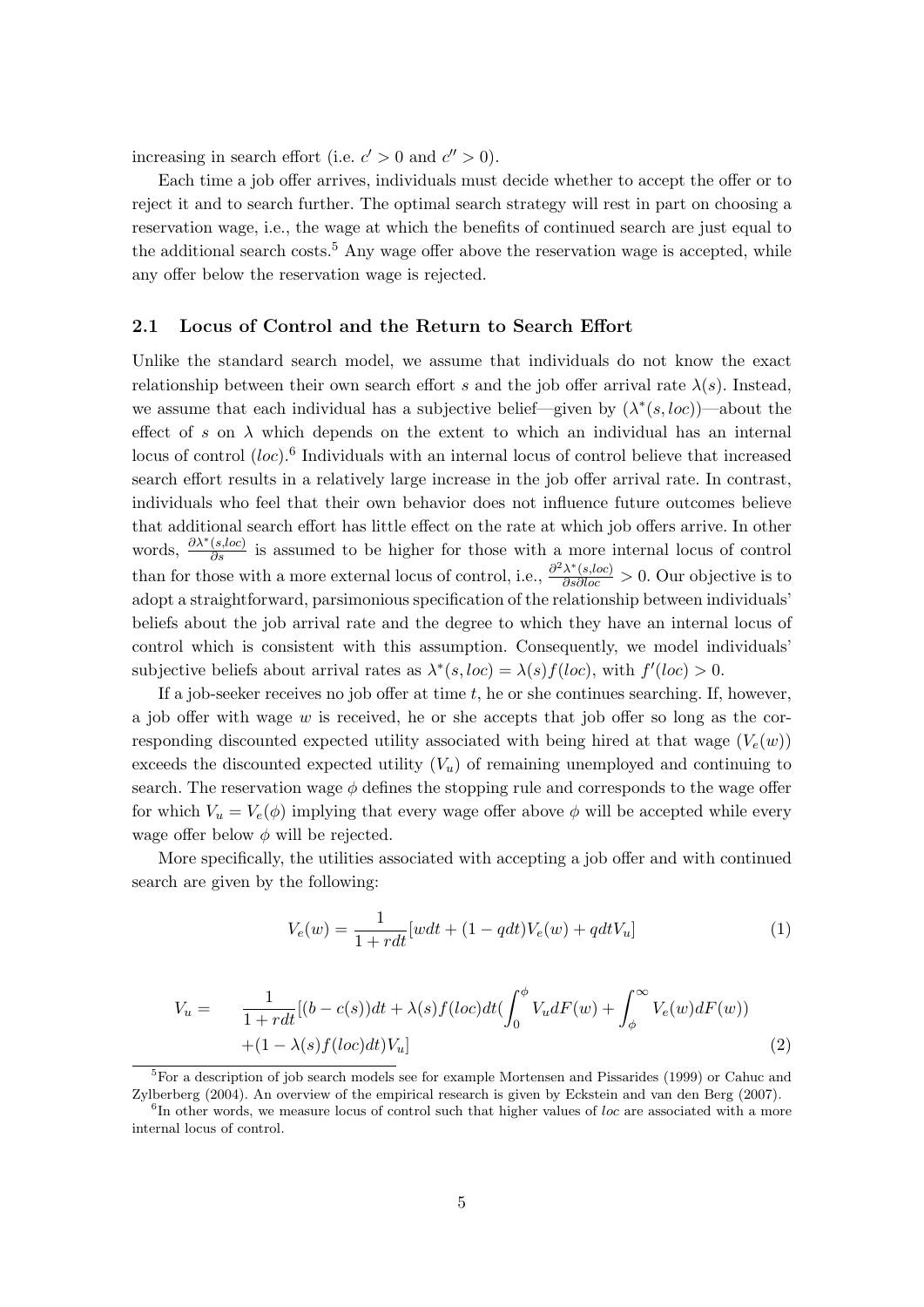increasing in search effort (i.e. $c' > 0$ and $c'' > 0$).

Each time a job offer arrives, individuals must decide whether to accept the offer or to reject it and to search further. The optimal search strategy will rest in part on choosing a reservation wage, i.e., the wage at which the benefits of continued search are just equal to the additional search costs.[5] Any wage offer above the reservation wage is accepted, while any offer below the reservation wage is rejected.

### 2.1 Locus of Control and the Return to Search Effort

Unlike the standard search model, we assume that individuals do not know the exact relationship between their own search effort $s$ and the job offer arrival rate $\lambda(s)$. Instead, we assume that each individual has a subjective belief—given by $(\lambda^*(s, loc))$—about the effect of $s$ on $\lambda$ which depends on the extent to which an individual has an internal locus of control ($loc$).[6] Individuals with an internal locus of control believe that increased search effort results in a relatively large increase in the job offer arrival rate. In contrast, individuals who feel that their own behavior does not influence future outcomes believe that additional search effort has little effect on the rate at which job offers arrive. In other words, $\frac{\partial \lambda^*(s,loc)}{\partial s}$ is assumed to be higher for those with a more internal locus of control than for those with a more external locus of control, i.e., $\frac{\partial^2 \lambda^*(s,loc)}{\partial s \partial loc} > 0$. Our objective is to adopt a straightforward, parsimonious specification of the relationship between individuals' beliefs about the job arrival rate and the degree to which they have an internal locus of control which is consistent with this assumption. Consequently, we model individuals' subjective beliefs about arrival rates as $\lambda^*(s, loc) = \lambda(s)f(loc)$, with $f'(loc) > 0$.

If a job-seeker receives no job offer at time $t$, he or she continues searching. If, however, a job offer with wage $w$ is received, he or she accepts that job offer so long as the corresponding discounted expected utility associated with being hired at that wage ($V_e(w)$) exceeds the discounted expected utility ($V_u$) of remaining unemployed and continuing to search. The reservation wage $\phi$ defines the stopping rule and corresponds to the wage offer for which $V_u = V_e(\phi)$ implying that every wage offer above $\phi$ will be accepted while every wage offer below $\phi$ will be rejected.

More specifically, the utilities associated with accepting a job offer and with continued search are given by the following:

$$V_e(w) = \frac{1}{1 + rdt}[wdt + (1 - qdt)V_e(w) + qdtV_u] \tag{1}$$

$$\begin{aligned} V_u = \quad & \frac{1}{1 + rdt}[(b - c(s))dt + \lambda(s)f(loc)dt(\int_0^\phi V_u dF(w) + \int_\phi^\infty V_e(w)dF(w)) \\ & + (1 - \lambda(s)f(loc)dt)V_u] \end{aligned} \tag{2}$$

[5] For a description of job search models see for example Mortensen and Pissarides (1999) or Cahuc and Zylberberg (2004). An overview of the empirical research is given by Eckstein and van den Berg (2007).

[6] In other words, we measure locus of control such that higher values of $loc$ are associated with a more internal locus of control.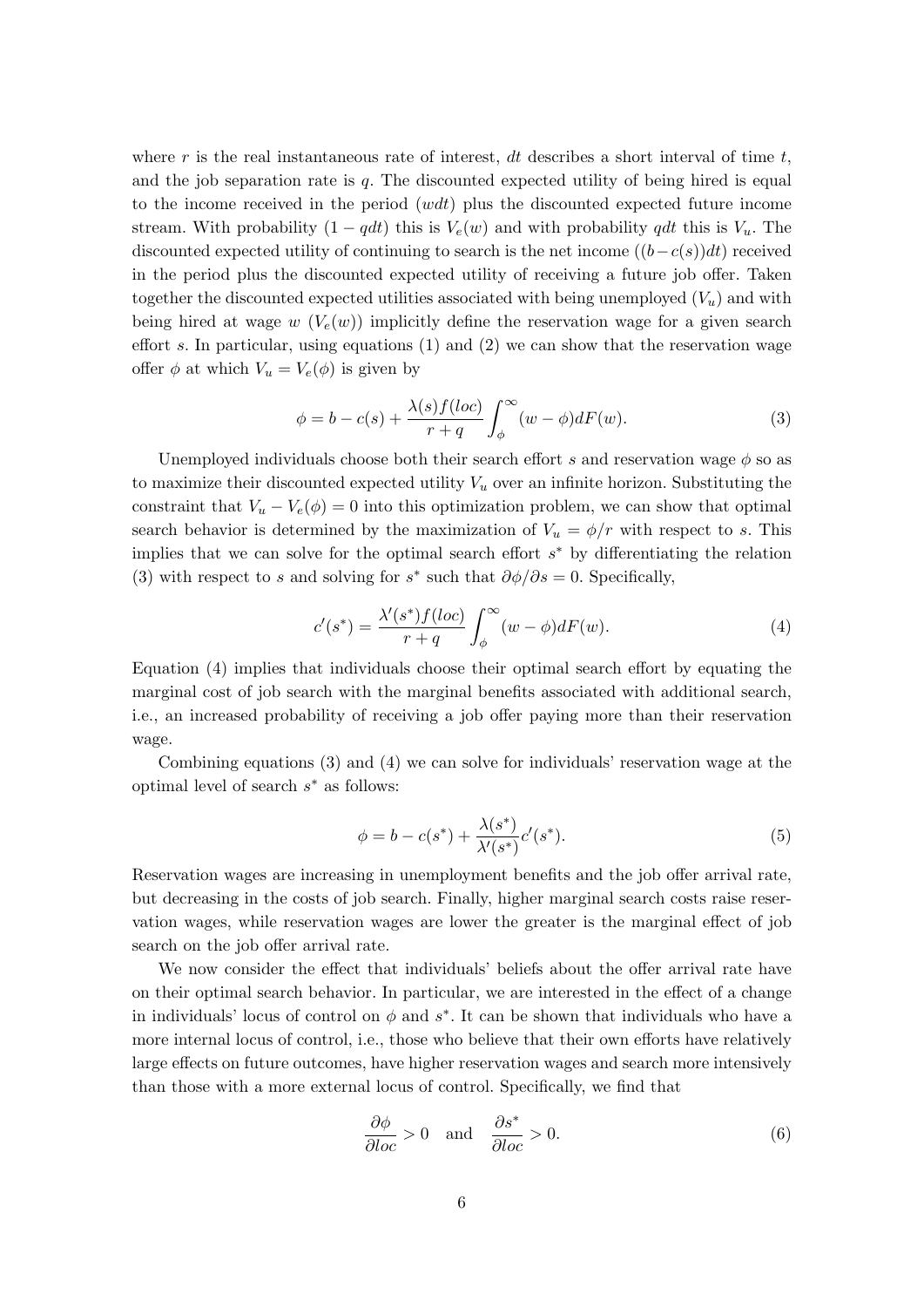where $r$ is the real instantaneous rate of interest, $dt$ describes a short interval of time $t$, and the job separation rate is $q$. The discounted expected utility of being hired is equal to the income received in the period ($wdt$) plus the discounted expected future income stream. With probability $(1 - qdt)$ this is $V_e(w)$ and with probability $qdt$ this is $V_u$. The discounted expected utility of continuing to search is the net income ($(b-c(s))dt$) received in the period plus the discounted expected utility of receiving a future job offer. Taken together the discounted expected utilities associated with being unemployed ($V_u$) and with being hired at wage $w$ ($V_e(w)$) implicitly define the reservation wage for a given search effort $s$. In particular, using equations (1) and (2) we can show that the reservation wage offer $\phi$ at which $V_u = V_e(\phi)$ is given by

$$\phi = b - c(s) + \frac{\lambda(s)f(loc)}{r+q} \int_{\phi}^{\infty} (w - \phi) dF(w). \tag{3}$$

Unemployed individuals choose both their search effort $s$ and reservation wage $\phi$ so as to maximize their discounted expected utility $V_u$ over an infinite horizon. Substituting the constraint that $V_u - V_e(\phi) = 0$ into this optimization problem, we can show that optimal search behavior is determined by the maximization of $V_u = \phi/r$ with respect to $s$. This implies that we can solve for the optimal search effort $s^*$ by differentiating the relation (3) with respect to $s$ and solving for $s^*$ such that $\partial\phi/\partial s = 0$. Specifically,

$$c'(s^*) = \frac{\lambda'(s^*)f(loc)}{r+q} \int_{\phi}^{\infty} (w - \phi) dF(w). \tag{4}$$

Equation (4) implies that individuals choose their optimal search effort by equating the marginal cost of job search with the marginal benefits associated with additional search, i.e., an increased probability of receiving a job offer paying more than their reservation wage.

Combining equations (3) and (4) we can solve for individuals' reservation wage at the optimal level of search $s^*$ as follows:

$$\phi = b - c(s^*) + \frac{\lambda(s^*)}{\lambda'(s^*)} c'(s^*). \tag{5}$$

Reservation wages are increasing in unemployment benefits and the job offer arrival rate, but decreasing in the costs of job search. Finally, higher marginal search costs raise reservation wages, while reservation wages are lower the greater is the marginal effect of job search on the job offer arrival rate.

We now consider the effect that individuals' beliefs about the offer arrival rate have on their optimal search behavior. In particular, we are interested in the effect of a change in individuals' locus of control on $\phi$ and $s^*$. It can be shown that individuals who have a more internal locus of control, i.e., those who believe that their own efforts have relatively large effects on future outcomes, have higher reservation wages and search more intensively than those with a more external locus of control. Specifically, we find that

$$\frac{\partial \phi}{\partial loc} > 0 \quad \text{and} \quad \frac{\partial s^*}{\partial loc} > 0. \tag{6}$$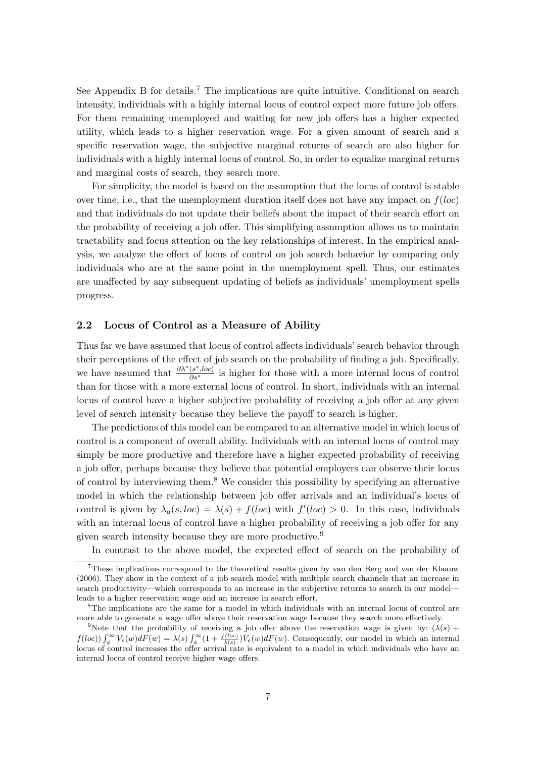See Appendix B for details.[7] The implications are quite intuitive. Conditional on search intensity, individuals with a highly internal locus of control expect more future job offers. For them remaining unemployed and waiting for new job offers has a higher expected utility, which leads to a higher reservation wage. For a given amount of search and a specific reservation wage, the subjective marginal returns of search are also higher for individuals with a highly internal locus of control. So, in order to equalize marginal returns and marginal costs of search, they search more.

For simplicity, the model is based on the assumption that the locus of control is stable over time, i.e., that the unemployment duration itself does not have any impact on $f(loc)$ and that individuals do not update their beliefs about the impact of their search effort on the probability of receiving a job offer. This simplifying assumption allows us to maintain tractability and focus attention on the key relationships of interest. In the empirical analysis, we analyze the effect of locus of control on job search behavior by comparing only individuals who are at the same point in the unemployment spell. Thus, our estimates are unaffected by any subsequent updating of beliefs as individuals' unemployment spells progress.

## 2.2 Locus of Control as a Measure of Ability

Thus far we have assumed that locus of control affects individuals' search behavior through their perceptions of the effect of job search on the probability of finding a job. Specifically, we have assumed that $\frac{\partial \lambda^*(s^*, loc)}{\partial s^*}$ is higher for those with a more internal locus of control than for those with a more external locus of control. In short, individuals with an internal locus of control have a higher subjective probability of receiving a job offer at any given level of search intensity because they believe the payoff to search is higher.

The predictions of this model can be compared to an alternative model in which locus of control is a component of overall ability. Individuals with an internal locus of control may simply be more productive and therefore have a higher expected probability of receiving a job offer, perhaps because they believe that potential employers can observe their locus of control by interviewing them.[8] We consider this possibility by specifying an alternative model in which the relationship between job offer arrivals and an individual's locus of control is given by $\lambda_a(s, loc) = \lambda(s) + f(loc)$ with $f'(loc) > 0$. In this case, individuals with an internal locus of control have a higher probability of receiving a job offer for any given search intensity because they are more productive.[9]

In contrast to the above model, the expected effect of search on the probability of

[7] These implications correspond to the theoretical results given by van den Berg and van der Klaauw (2006). They show in the context of a job search model with multiple search channels that an increase in search productivity—which corresponds to an increase in the subjective returns to search in our model—leads to a higher reservation wage and an increase in search effort.

[8] The implications are the same for a model in which individuals with an internal locus of control are more able to generate a wage offer above their reservation wage because they search more effectively.

[9] Note that the probability of receiving a job offer above the reservation wage is given by: $(\lambda(s) + f(loc)) \int_{\phi}^{\infty} V_e(w) dF(w) = \lambda(s) \int_{\phi}^{\infty} (1 + \frac{f(loc)}{\lambda(s)}) V_e(w) dF(w)$. Consequently, our model in which an internal locus of control increases the offer arrival rate is equivalent to a model in which individuals who have an internal locus of control receive higher wage offers.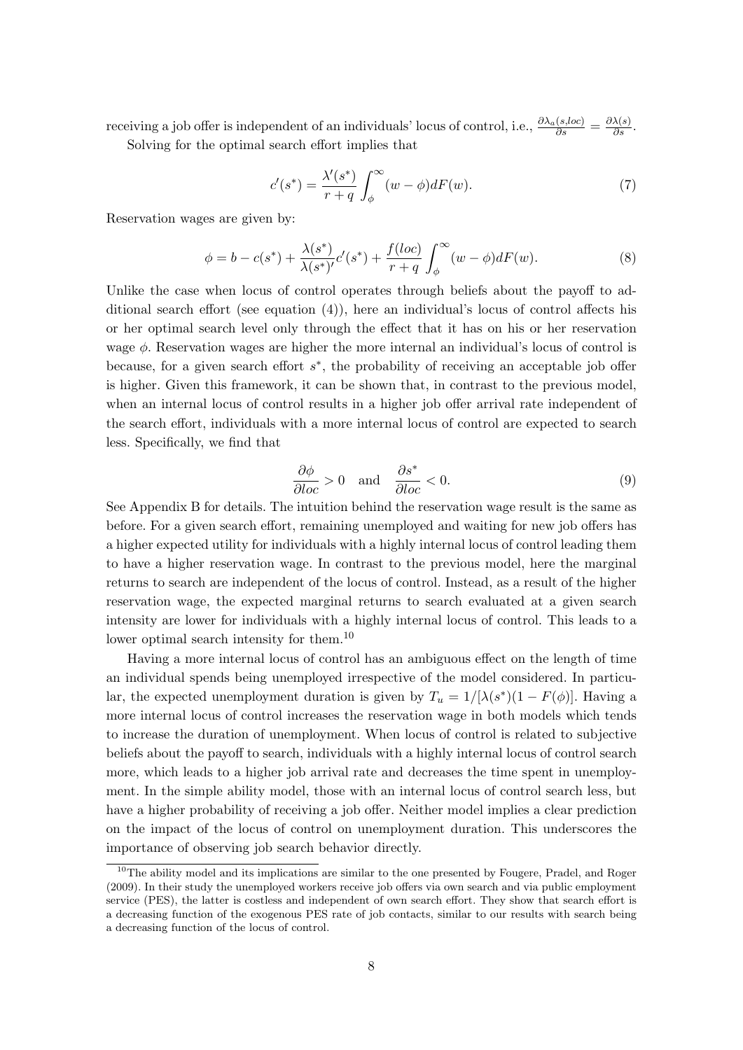receiving a job offer is independent of an individuals' locus of control, i.e., $\frac{\partial \lambda_a(s,loc)}{\partial s} = \frac{\partial \lambda(s)}{\partial s}$.

Solving for the optimal search effort implies that

$$c'(s^*) = \frac{\lambda'(s^*)}{r+q} \int_{\phi}^{\infty} (w - \phi) dF(w). \tag{7}$$

Reservation wages are given by:

$$\phi = b - c(s^*) + \frac{\lambda(s^*)}{\lambda(s^*)'} c'(s^*) + \frac{f(loc)}{r+q} \int_{\phi}^{\infty} (w - \phi) dF(w). \tag{8}$$

Unlike the case when locus of control operates through beliefs about the payoff to additional search effort (see equation (4)), here an individual's locus of control affects his or her optimal search level only through the effect that it has on his or her reservation wage $\phi$. Reservation wages are higher the more internal an individual's locus of control is because, for a given search effort $s^*$, the probability of receiving an acceptable job offer is higher. Given this framework, it can be shown that, in contrast to the previous model, when an internal locus of control results in a higher job offer arrival rate independent of the search effort, individuals with a more internal locus of control are expected to search less. Specifically, we find that

$$\frac{\partial \phi}{\partial loc} > 0 \quad \text{and} \quad \frac{\partial s^*}{\partial loc} < 0. \tag{9}$$

See Appendix B for details. The intuition behind the reservation wage result is the same as before. For a given search effort, remaining unemployed and waiting for new job offers has a higher expected utility for individuals with a highly internal locus of control leading them to have a higher reservation wage. In contrast to the previous model, here the marginal returns to search are independent of the locus of control. Instead, as a result of the higher reservation wage, the expected marginal returns to search evaluated at a given search intensity are lower for individuals with a highly internal locus of control. This leads to a lower optimal search intensity for them.[10]

Having a more internal locus of control has an ambiguous effect on the length of time an individual spends being unemployed irrespective of the model considered. In particular, the expected unemployment duration is given by $T_u = 1/[\lambda(s^*)(1 - F(\phi)]$. Having a more internal locus of control increases the reservation wage in both models which tends to increase the duration of unemployment. When locus of control is related to subjective beliefs about the payoff to search, individuals with a highly internal locus of control search more, which leads to a higher job arrival rate and decreases the time spent in unemployment. In the simple ability model, those with an internal locus of control search less, but have a higher probability of receiving a job offer. Neither model implies a clear prediction on the impact of the locus of control on unemployment duration. This underscores the importance of observing job search behavior directly.

[10] The ability model and its implications are similar to the one presented by Fougere, Pradel, and Roger (2009). In their study the unemployed workers receive job offers via own search and via public employment service (PES), the latter is costless and independent of own search effort. They show that search effort is a decreasing function of the exogenous PES rate of job contacts, similar to our results with search being a decreasing function of the locus of control.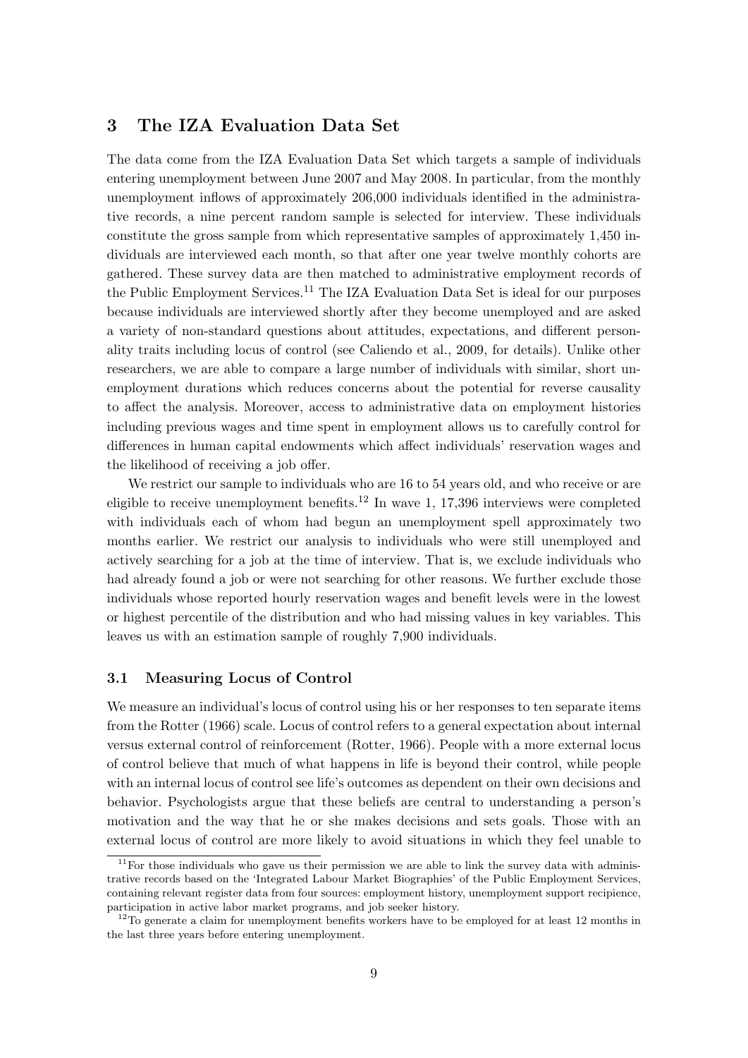## 3 The IZA Evaluation Data Set

The data come from the IZA Evaluation Data Set which targets a sample of individuals entering unemployment between June 2007 and May 2008. In particular, from the monthly unemployment inflows of approximately 206,000 individuals identified in the administrative records, a nine percent random sample is selected for interview. These individuals constitute the gross sample from which representative samples of approximately 1,450 individuals are interviewed each month, so that after one year twelve monthly cohorts are gathered. These survey data are then matched to administrative employment records of the Public Employment Services.[11] The IZA Evaluation Data Set is ideal for our purposes because individuals are interviewed shortly after they become unemployed and are asked a variety of non-standard questions about attitudes, expectations, and different personality traits including locus of control (see Caliendo et al., 2009, for details). Unlike other researchers, we are able to compare a large number of individuals with similar, short unemployment durations which reduces concerns about the potential for reverse causality to affect the analysis. Moreover, access to administrative data on employment histories including previous wages and time spent in employment allows us to carefully control for differences in human capital endowments which affect individuals' reservation wages and the likelihood of receiving a job offer.

We restrict our sample to individuals who are 16 to 54 years old, and who receive or are eligible to receive unemployment benefits.[12] In wave 1, 17,396 interviews were completed with individuals each of whom had begun an unemployment spell approximately two months earlier. We restrict our analysis to individuals who were still unemployed and actively searching for a job at the time of interview. That is, we exclude individuals who had already found a job or were not searching for other reasons. We further exclude those individuals whose reported hourly reservation wages and benefit levels were in the lowest or highest percentile of the distribution and who had missing values in key variables. This leaves us with an estimation sample of roughly 7,900 individuals.

### 3.1 Measuring Locus of Control

We measure an individual's locus of control using his or her responses to ten separate items from the Rotter (1966) scale. Locus of control refers to a general expectation about internal versus external control of reinforcement (Rotter, 1966). People with a more external locus of control believe that much of what happens in life is beyond their control, while people with an internal locus of control see life's outcomes as dependent on their own decisions and behavior. Psychologists argue that these beliefs are central to understanding a person's motivation and the way that he or she makes decisions and sets goals. Those with an external locus of control are more likely to avoid situations in which they feel unable to

[11] For those individuals who gave us their permission we are able to link the survey data with administrative records based on the 'Integrated Labour Market Biographies' of the Public Employment Services, containing relevant register data from four sources: employment history, unemployment support recipience, participation in active labor market programs, and job seeker history.

[12] To generate a claim for unemployment benefits workers have to be employed for at least 12 months in the last three years before entering unemployment.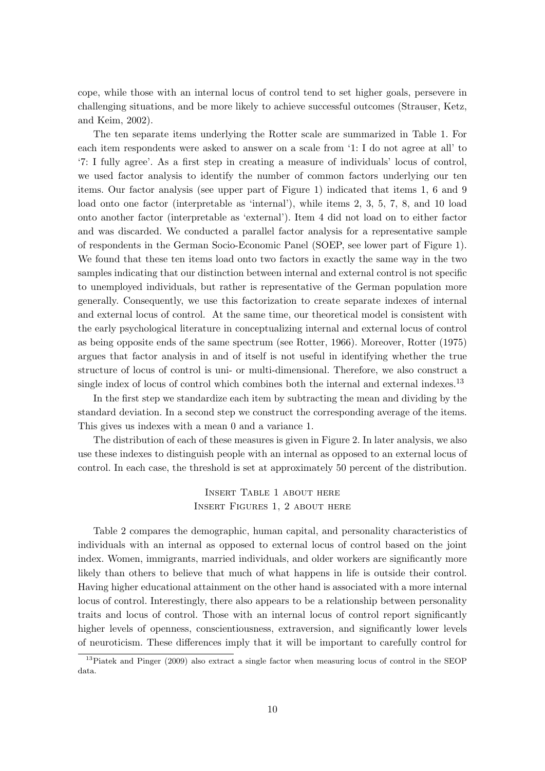cope, while those with an internal locus of control tend to set higher goals, persevere in challenging situations, and be more likely to achieve successful outcomes (Strauser, Ketz, and Keim, 2002).

The ten separate items underlying the Rotter scale are summarized in Table 1. For each item respondents were asked to answer on a scale from '1: I do not agree at all' to '7: I fully agree'. As a first step in creating a measure of individuals' locus of control, we used factor analysis to identify the number of common factors underlying our ten items. Our factor analysis (see upper part of Figure 1) indicated that items 1, 6 and 9 load onto one factor (interpretable as 'internal'), while items 2, 3, 5, 7, 8, and 10 load onto another factor (interpretable as 'external'). Item 4 did not load on to either factor and was discarded. We conducted a parallel factor analysis for a representative sample of respondents in the German Socio-Economic Panel (SOEP, see lower part of Figure 1). We found that these ten items load onto two factors in exactly the same way in the two samples indicating that our distinction between internal and external control is not specific to unemployed individuals, but rather is representative of the German population more generally. Consequently, we use this factorization to create separate indexes of internal and external locus of control. At the same time, our theoretical model is consistent with the early psychological literature in conceptualizing internal and external locus of control as being opposite ends of the same spectrum (see Rotter, 1966). Moreover, Rotter (1975) argues that factor analysis in and of itself is not useful in identifying whether the true structure of locus of control is uni- or multi-dimensional. Therefore, we also construct a single index of locus of control which combines both the internal and external indexes.[13]

In the first step we standardize each item by subtracting the mean and dividing by the standard deviation. In a second step we construct the corresponding average of the items. This gives us indexes with a mean 0 and a variance 1.

The distribution of each of these measures is given in Figure 2. In later analysis, we also use these indexes to distinguish people with an internal as opposed to an external locus of control. In each case, the threshold is set at approximately 50 percent of the distribution.

Insert Table 1 about here

Insert Figures 1, 2 about here

Table 2 compares the demographic, human capital, and personality characteristics of individuals with an internal as opposed to external locus of control based on the joint index. Women, immigrants, married individuals, and older workers are significantly more likely than others to believe that much of what happens in life is outside their control. Having higher educational attainment on the other hand is associated with a more internal locus of control. Interestingly, there also appears to be a relationship between personality traits and locus of control. Those with an internal locus of control report significantly higher levels of openness, conscientiousness, extraversion, and significantly lower levels of neuroticism. These differences imply that it will be important to carefully control for

[13] Piatek and Pinger (2009) also extract a single factor when measuring locus of control in the SEOP data.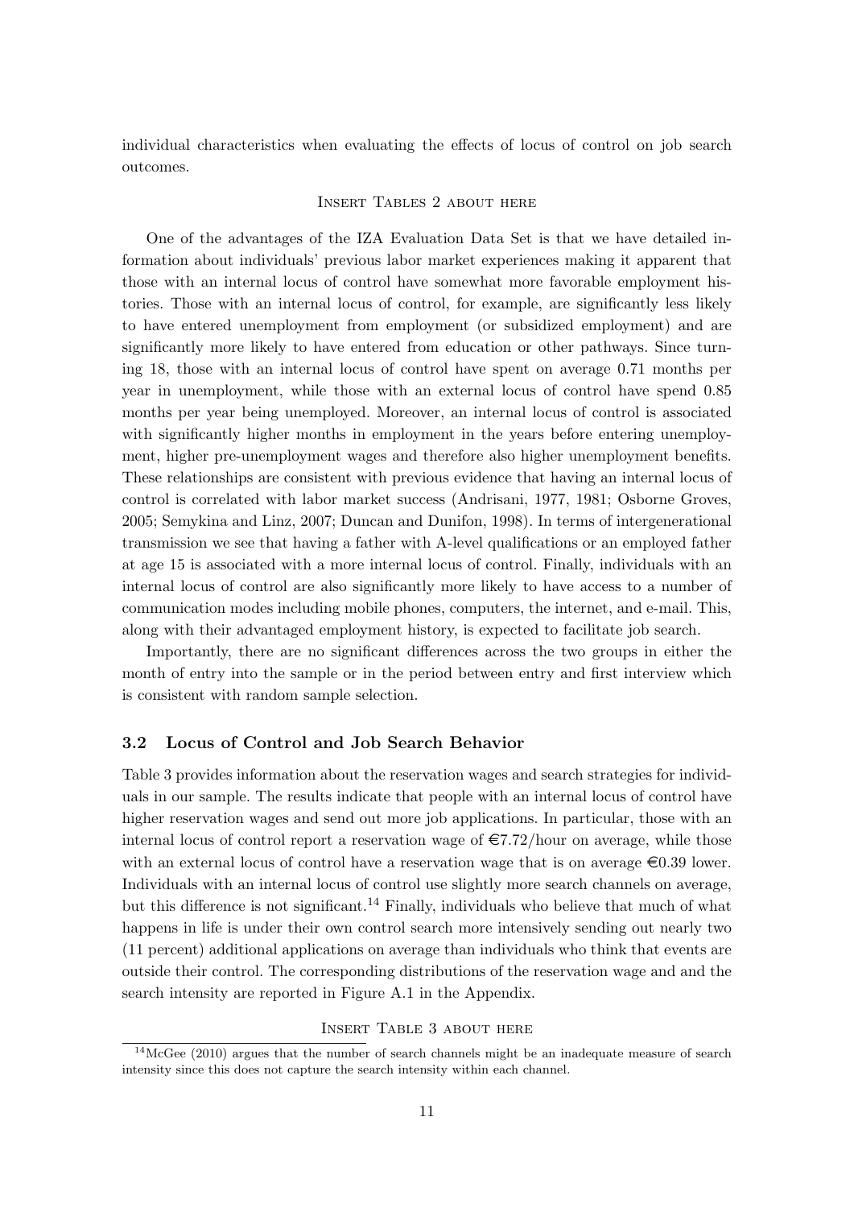individual characteristics when evaluating the effects of locus of control on job search outcomes.

Insert Tables 2 about here

One of the advantages of the IZA Evaluation Data Set is that we have detailed information about individuals' previous labor market experiences making it apparent that those with an internal locus of control have somewhat more favorable employment histories. Those with an internal locus of control, for example, are significantly less likely to have entered unemployment from employment (or subsidized employment) and are significantly more likely to have entered from education or other pathways. Since turning 18, those with an internal locus of control have spent on average 0.71 months per year in unemployment, while those with an external locus of control have spend 0.85 months per year being unemployed. Moreover, an internal locus of control is associated with significantly higher months in employment in the years before entering unemployment, higher pre-unemployment wages and therefore also higher unemployment benefits. These relationships are consistent with previous evidence that having an internal locus of control is correlated with labor market success (Andrisani, 1977, 1981; Osborne Groves, 2005; Semykina and Linz, 2007; Duncan and Dunifon, 1998). In terms of intergenerational transmission we see that having a father with A-level qualifications or an employed father at age 15 is associated with a more internal locus of control. Finally, individuals with an internal locus of control are also significantly more likely to have access to a number of communication modes including mobile phones, computers, the internet, and e-mail. This, along with their advantaged employment history, is expected to facilitate job search.

Importantly, there are no significant differences across the two groups in either the month of entry into the sample or in the period between entry and first interview which is consistent with random sample selection.

### 3.2 Locus of Control and Job Search Behavior

Table 3 provides information about the reservation wages and search strategies for individuals in our sample. The results indicate that people with an internal locus of control have higher reservation wages and send out more job applications. In particular, those with an internal locus of control report a reservation wage of €7.72/hour on average, while those with an external locus of control have a reservation wage that is on average €0.39 lower. Individuals with an internal locus of control use slightly more search channels on average, but this difference is not significant.[14] Finally, individuals who believe that much of what happens in life is under their own control search more intensively sending out nearly two (11 percent) additional applications on average than individuals who think that events are outside their control. The corresponding distributions of the reservation wage and and the search intensity are reported in Figure A.1 in the Appendix.

Insert Table 3 about here

[14] McGee (2010) argues that the number of search channels might be an inadequate measure of search intensity since this does not capture the search intensity within each channel.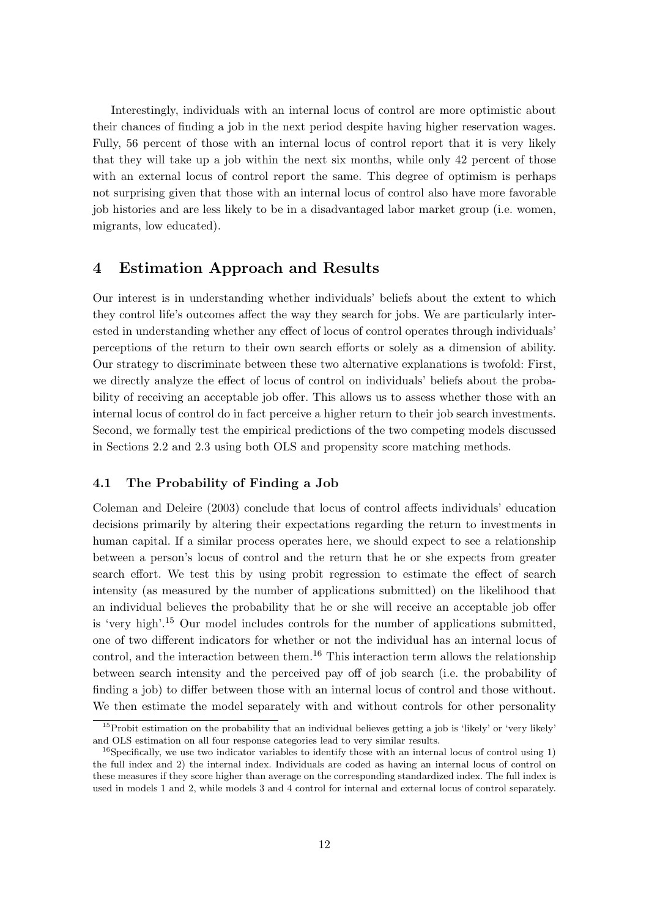Interestingly, individuals with an internal locus of control are more optimistic about their chances of finding a job in the next period despite having higher reservation wages. Fully, 56 percent of those with an internal locus of control report that it is very likely that they will take up a job within the next six months, while only 42 percent of those with an external locus of control report the same. This degree of optimism is perhaps not surprising given that those with an internal locus of control also have more favorable job histories and are less likely to be in a disadvantaged labor market group (i.e. women, migrants, low educated).

# 4 Estimation Approach and Results

Our interest is in understanding whether individuals' beliefs about the extent to which they control life's outcomes affect the way they search for jobs. We are particularly interested in understanding whether any effect of locus of control operates through individuals' perceptions of the return to their own search efforts or solely as a dimension of ability. Our strategy to discriminate between these two alternative explanations is twofold: First, we directly analyze the effect of locus of control on individuals' beliefs about the probability of receiving an acceptable job offer. This allows us to assess whether those with an internal locus of control do in fact perceive a higher return to their job search investments. Second, we formally test the empirical predictions of the two competing models discussed in Sections 2.2 and 2.3 using both OLS and propensity score matching methods.

## 4.1 The Probability of Finding a Job

Coleman and Deleire (2003) conclude that locus of control affects individuals' education decisions primarily by altering their expectations regarding the return to investments in human capital. If a similar process operates here, we should expect to see a relationship between a person's locus of control and the return that he or she expects from greater search effort. We test this by using probit regression to estimate the effect of search intensity (as measured by the number of applications submitted) on the likelihood that an individual believes the probability that he or she will receive an acceptable job offer is 'very high'.[15] Our model includes controls for the number of applications submitted, one of two different indicators for whether or not the individual has an internal locus of control, and the interaction between them.[16] This interaction term allows the relationship between search intensity and the perceived pay off of job search (i.e. the probability of finding a job) to differ between those with an internal locus of control and those without. We then estimate the model separately with and without controls for other personality

[15] Probit estimation on the probability that an individual believes getting a job is 'likely' or 'very likely' and OLS estimation on all four response categories lead to very similar results.

[16] Specifically, we use two indicator variables to identify those with an internal locus of control using 1) the full index and 2) the internal index. Individuals are coded as having an internal locus of control on these measures if they score higher than average on the corresponding standardized index. The full index is used in models 1 and 2, while models 3 and 4 control for internal and external locus of control separately.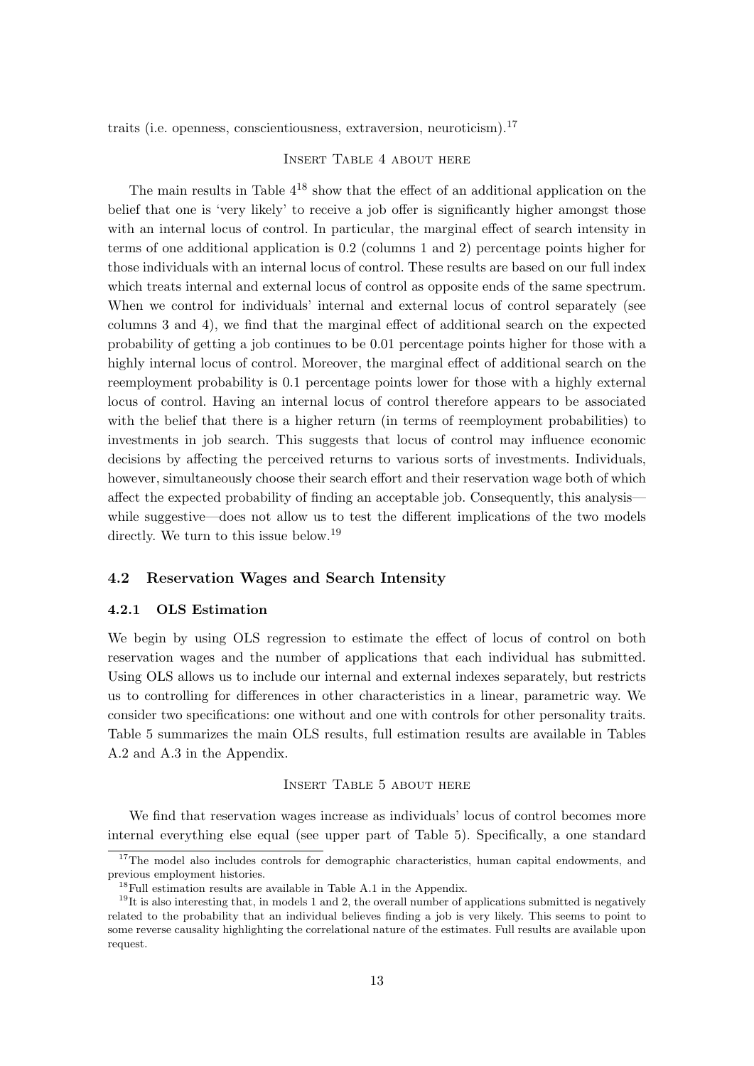traits (i.e. openness, conscientiousness, extraversion, neuroticism).[17]

Insert Table 4 about here

The main results in Table 4[18] show that the effect of an additional application on the belief that one is 'very likely' to receive a job offer is significantly higher amongst those with an internal locus of control. In particular, the marginal effect of search intensity in terms of one additional application is 0.2 (columns 1 and 2) percentage points higher for those individuals with an internal locus of control. These results are based on our full index which treats internal and external locus of control as opposite ends of the same spectrum. When we control for individuals' internal and external locus of control separately (see columns 3 and 4), we find that the marginal effect of additional search on the expected probability of getting a job continues to be 0.01 percentage points higher for those with a highly internal locus of control. Moreover, the marginal effect of additional search on the reemployment probability is 0.1 percentage points lower for those with a highly external locus of control. Having an internal locus of control therefore appears to be associated with the belief that there is a higher return (in terms of reemployment probabilities) to investments in job search. This suggests that locus of control may influence economic decisions by affecting the perceived returns to various sorts of investments. Individuals, however, simultaneously choose their search effort and their reservation wage both of which affect the expected probability of finding an acceptable job. Consequently, this analysis—while suggestive—does not allow us to test the different implications of the two models directly. We turn to this issue below.[19]

## 4.2 Reservation Wages and Search Intensity

### 4.2.1 OLS Estimation

We begin by using OLS regression to estimate the effect of locus of control on both reservation wages and the number of applications that each individual has submitted. Using OLS allows us to include our internal and external indexes separately, but restricts us to controlling for differences in other characteristics in a linear, parametric way. We consider two specifications: one without and one with controls for other personality traits. Table 5 summarizes the main OLS results, full estimation results are available in Tables A.2 and A.3 in the Appendix.

Insert Table 5 about here

We find that reservation wages increase as individuals' locus of control becomes more internal everything else equal (see upper part of Table 5). Specifically, a one standard

[17] The model also includes controls for demographic characteristics, human capital endowments, and previous employment histories.

[18] Full estimation results are available in Table A.1 in the Appendix.

[19] It is also interesting that, in models 1 and 2, the overall number of applications submitted is negatively related to the probability that an individual believes finding a job is very likely. This seems to point to some reverse causality highlighting the correlational nature of the estimates. Full results are available upon request.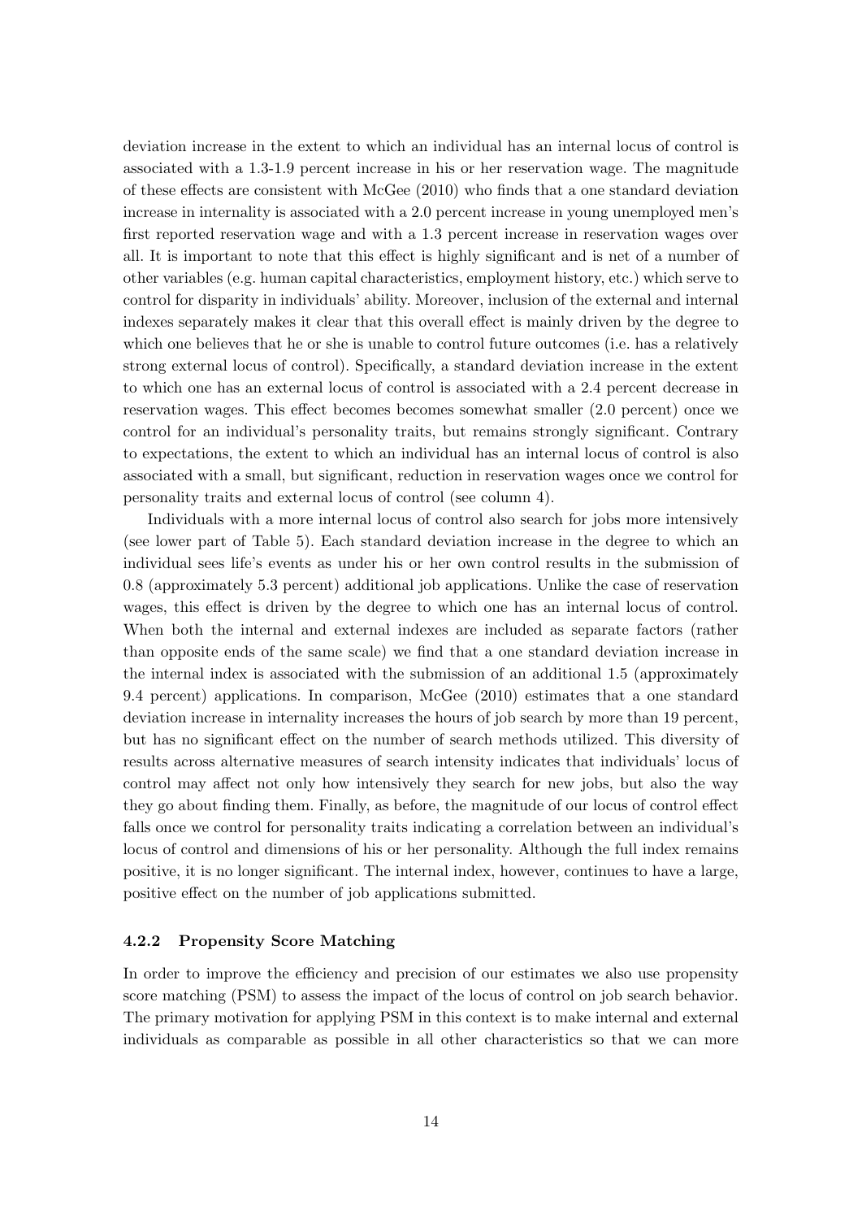deviation increase in the extent to which an individual has an internal locus of control is associated with a 1.3-1.9 percent increase in his or her reservation wage. The magnitude of these effects are consistent with McGee (2010) who finds that a one standard deviation increase in internality is associated with a 2.0 percent increase in young unemployed men's first reported reservation wage and with a 1.3 percent increase in reservation wages over all. It is important to note that this effect is highly significant and is net of a number of other variables (e.g. human capital characteristics, employment history, etc.) which serve to control for disparity in individuals' ability. Moreover, inclusion of the external and internal indexes separately makes it clear that this overall effect is mainly driven by the degree to which one believes that he or she is unable to control future outcomes (i.e. has a relatively strong external locus of control). Specifically, a standard deviation increase in the extent to which one has an external locus of control is associated with a 2.4 percent decrease in reservation wages. This effect becomes becomes somewhat smaller (2.0 percent) once we control for an individual's personality traits, but remains strongly significant. Contrary to expectations, the extent to which an individual has an internal locus of control is also associated with a small, but significant, reduction in reservation wages once we control for personality traits and external locus of control (see column 4).

Individuals with a more internal locus of control also search for jobs more intensively (see lower part of Table 5). Each standard deviation increase in the degree to which an individual sees life's events as under his or her own control results in the submission of 0.8 (approximately 5.3 percent) additional job applications. Unlike the case of reservation wages, this effect is driven by the degree to which one has an internal locus of control. When both the internal and external indexes are included as separate factors (rather than opposite ends of the same scale) we find that a one standard deviation increase in the internal index is associated with the submission of an additional 1.5 (approximately 9.4 percent) applications. In comparison, McGee (2010) estimates that a one standard deviation increase in internality increases the hours of job search by more than 19 percent, but has no significant effect on the number of search methods utilized. This diversity of results across alternative measures of search intensity indicates that individuals' locus of control may affect not only how intensively they search for new jobs, but also the way they go about finding them. Finally, as before, the magnitude of our locus of control effect falls once we control for personality traits indicating a correlation between an individual's locus of control and dimensions of his or her personality. Although the full index remains positive, it is no longer significant. The internal index, however, continues to have a large, positive effect on the number of job applications submitted.

#### 4.2.2 Propensity Score Matching

In order to improve the efficiency and precision of our estimates we also use propensity score matching (PSM) to assess the impact of the locus of control on job search behavior. The primary motivation for applying PSM in this context is to make internal and external individuals as comparable as possible in all other characteristics so that we can more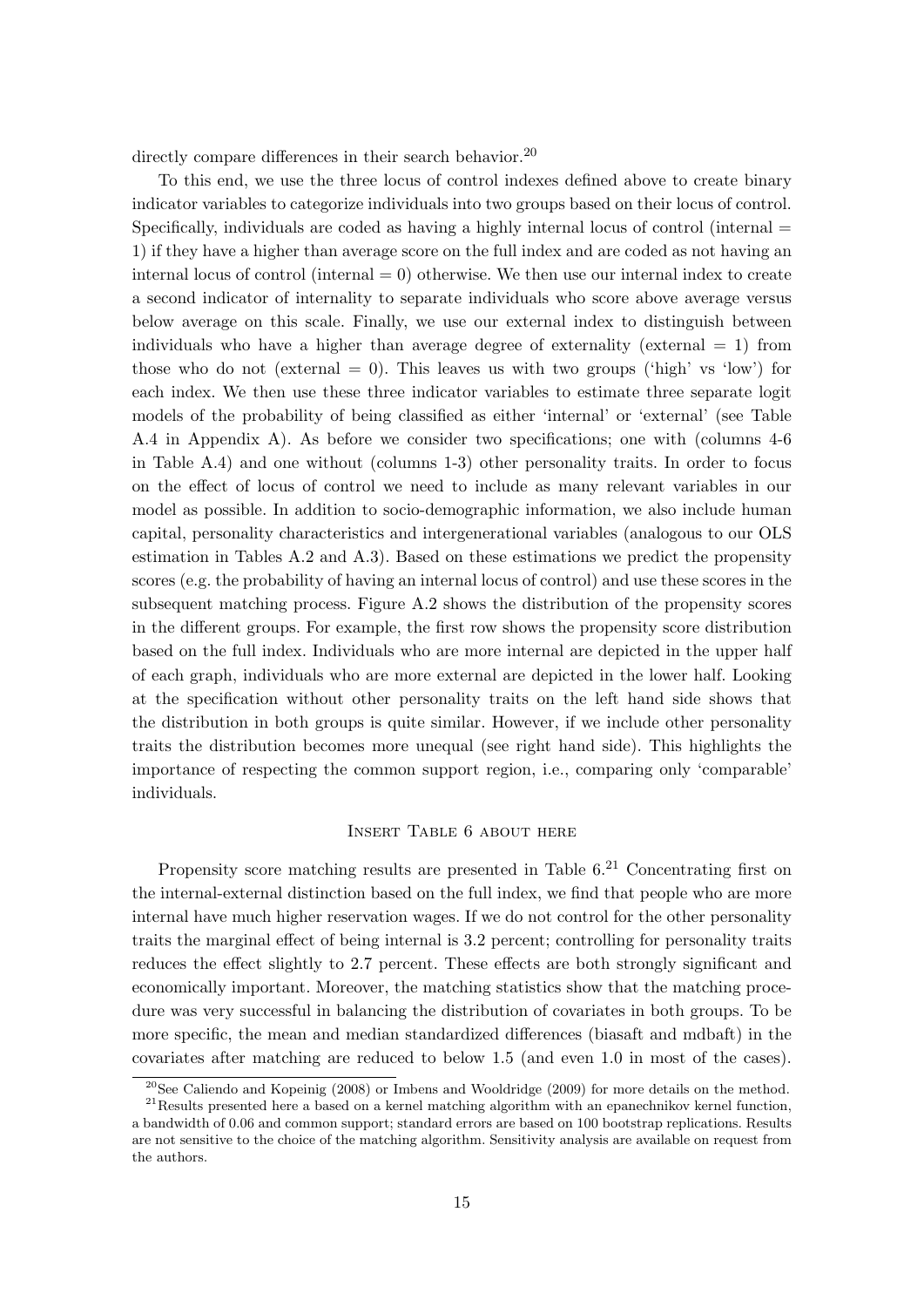directly compare differences in their search behavior.[20]

To this end, we use the three locus of control indexes defined above to create binary indicator variables to categorize individuals into two groups based on their locus of control. Specifically, individuals are coded as having a highly internal locus of control (internal = 1) if they have a higher than average score on the full index and are coded as not having an internal locus of control (internal = 0) otherwise. We then use our internal index to create a second indicator of internality to separate individuals who score above average versus below average on this scale. Finally, we use our external index to distinguish between individuals who have a higher than average degree of externality (external = 1) from those who do not (external = 0). This leaves us with two groups ('high' vs 'low') for each index. We then use these three indicator variables to estimate three separate logit models of the probability of being classified as either 'internal' or 'external' (see Table A.4 in Appendix A). As before we consider two specifications; one with (columns 4-6 in Table A.4) and one without (columns 1-3) other personality traits. In order to focus on the effect of locus of control we need to include as many relevant variables in our model as possible. In addition to socio-demographic information, we also include human capital, personality characteristics and intergenerational variables (analogous to our OLS estimation in Tables A.2 and A.3). Based on these estimations we predict the propensity scores (e.g. the probability of having an internal locus of control) and use these scores in the subsequent matching process. Figure A.2 shows the distribution of the propensity scores in the different groups. For example, the first row shows the propensity score distribution based on the full index. Individuals who are more internal are depicted in the upper half of each graph, individuals who are more external are depicted in the lower half. Looking at the specification without other personality traits on the left hand side shows that the distribution in both groups is quite similar. However, if we include other personality traits the distribution becomes more unequal (see right hand side). This highlights the importance of respecting the common support region, i.e., comparing only 'comparable' individuals.

Insert Table 6 about here

Propensity score matching results are presented in Table 6.[21] Concentrating first on the internal-external distinction based on the full index, we find that people who are more internal have much higher reservation wages. If we do not control for the other personality traits the marginal effect of being internal is 3.2 percent; controlling for personality traits reduces the effect slightly to 2.7 percent. These effects are both strongly significant and economically important. Moreover, the matching statistics show that the matching procedure was very successful in balancing the distribution of covariates in both groups. To be more specific, the mean and median standardized differences (biasaft and mdbaft) in the covariates after matching are reduced to below 1.5 (and even 1.0 in most of the cases).

[20] See Caliendo and Kopeinig (2008) or Imbens and Wooldridge (2009) for more details on the method.

[21] Results presented here a based on a kernel matching algorithm with an epanechnikov kernel function, a bandwidth of 0.06 and common support; standard errors are based on 100 bootstrap replications. Results are not sensitive to the choice of the matching algorithm. Sensitivity analysis are available on request from the authors.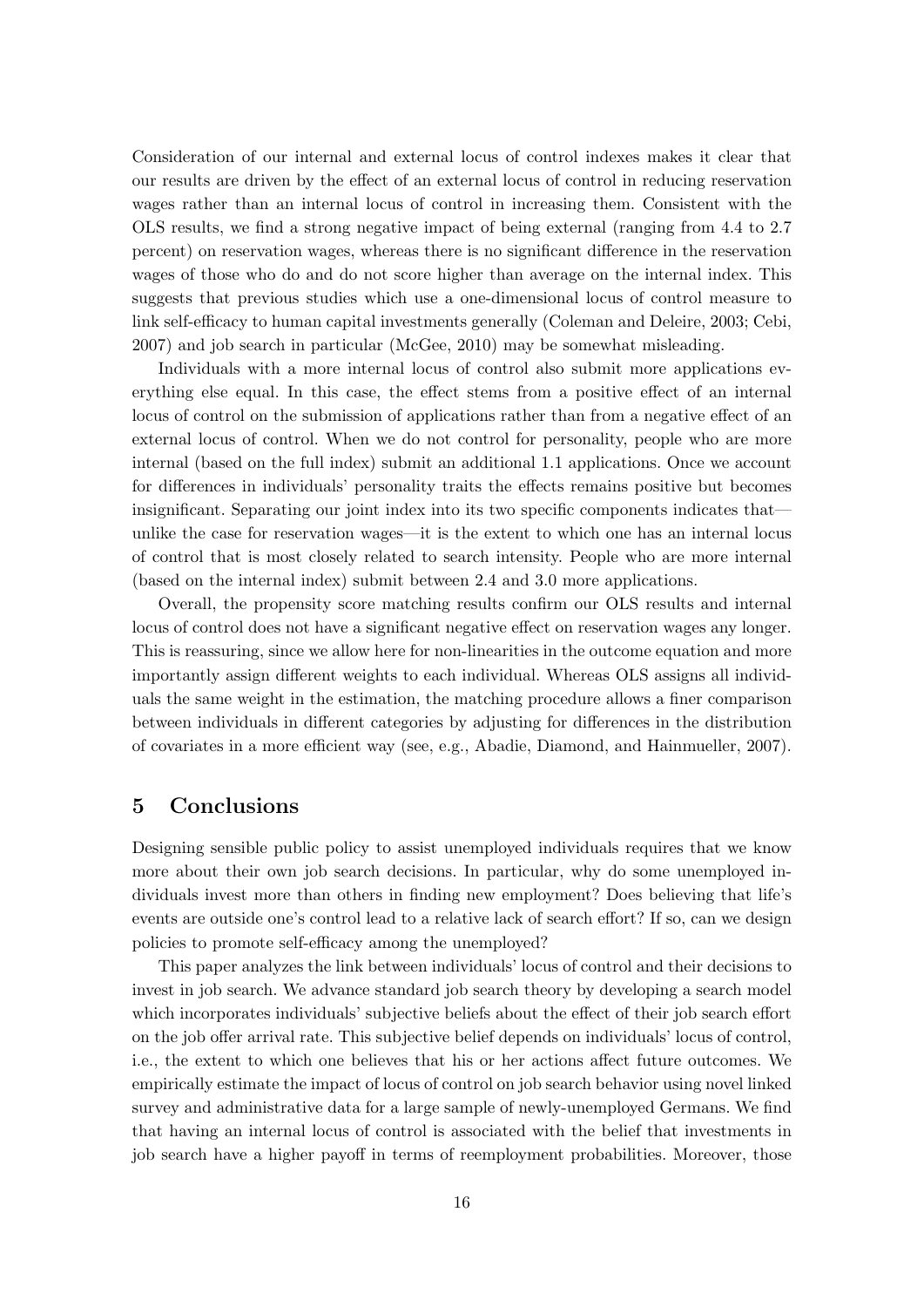Consideration of our internal and external locus of control indexes makes it clear that our results are driven by the effect of an external locus of control in reducing reservation wages rather than an internal locus of control in increasing them. Consistent with the OLS results, we find a strong negative impact of being external (ranging from 4.4 to 2.7 percent) on reservation wages, whereas there is no significant difference in the reservation wages of those who do and do not score higher than average on the internal index. This suggests that previous studies which use a one-dimensional locus of control measure to link self-efficacy to human capital investments generally (Coleman and Deleire, 2003; Cebi, 2007) and job search in particular (McGee, 2010) may be somewhat misleading.

Individuals with a more internal locus of control also submit more applications everything else equal. In this case, the effect stems from a positive effect of an internal locus of control on the submission of applications rather than from a negative effect of an external locus of control. When we do not control for personality, people who are more internal (based on the full index) submit an additional 1.1 applications. Once we account for differences in individuals' personality traits the effects remains positive but becomes insignificant. Separating our joint index into its two specific components indicates that—unlike the case for reservation wages—it is the extent to which one has an internal locus of control that is most closely related to search intensity. People who are more internal (based on the internal index) submit between 2.4 and 3.0 more applications.

Overall, the propensity score matching results confirm our OLS results and internal locus of control does not have a significant negative effect on reservation wages any longer. This is reassuring, since we allow here for non-linearities in the outcome equation and more importantly assign different weights to each individual. Whereas OLS assigns all individuals the same weight in the estimation, the matching procedure allows a finer comparison between individuals in different categories by adjusting for differences in the distribution of covariates in a more efficient way (see, e.g., Abadie, Diamond, and Hainmueller, 2007).

# 5 Conclusions

Designing sensible public policy to assist unemployed individuals requires that we know more about their own job search decisions. In particular, why do some unemployed individuals invest more than others in finding new employment? Does believing that life's events are outside one's control lead to a relative lack of search effort? If so, can we design policies to promote self-efficacy among the unemployed?

This paper analyzes the link between individuals' locus of control and their decisions to invest in job search. We advance standard job search theory by developing a search model which incorporates individuals' subjective beliefs about the effect of their job search effort on the job offer arrival rate. This subjective belief depends on individuals' locus of control, i.e., the extent to which one believes that his or her actions affect future outcomes. We empirically estimate the impact of locus of control on job search behavior using novel linked survey and administrative data for a large sample of newly-unemployed Germans. We find that having an internal locus of control is associated with the belief that investments in job search have a higher payoff in terms of reemployment probabilities. Moreover, those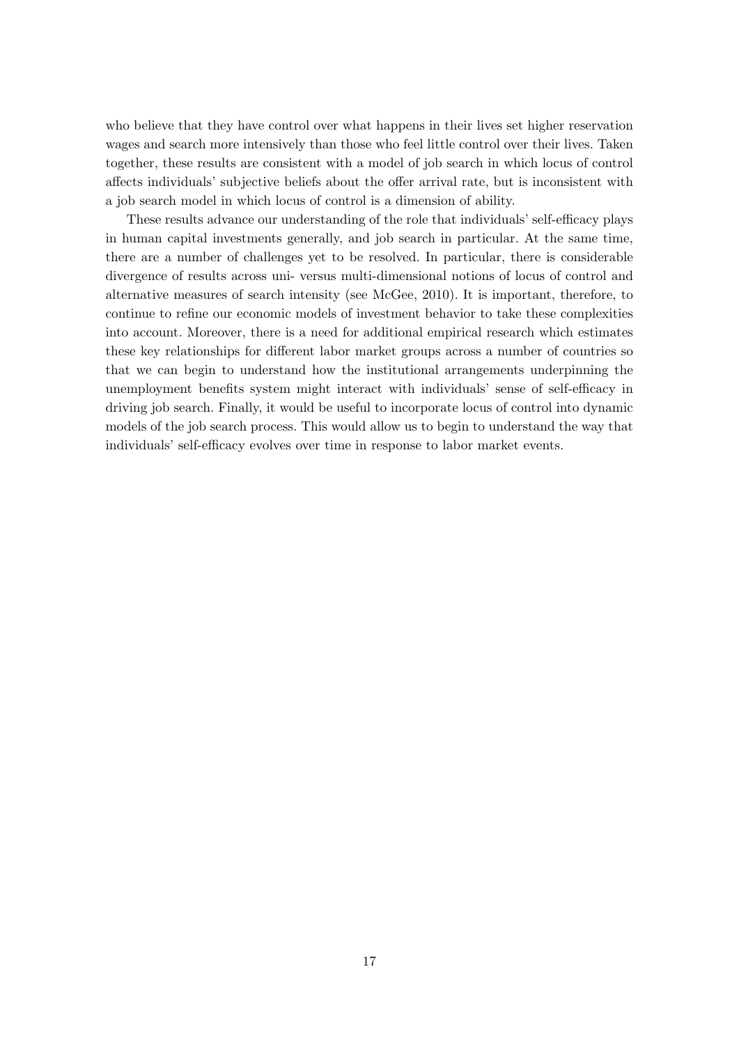who believe that they have control over what happens in their lives set higher reservation wages and search more intensively than those who feel little control over their lives. Taken together, these results are consistent with a model of job search in which locus of control affects individuals' subjective beliefs about the offer arrival rate, but is inconsistent with a job search model in which locus of control is a dimension of ability.

These results advance our understanding of the role that individuals' self-efficacy plays in human capital investments generally, and job search in particular. At the same time, there are a number of challenges yet to be resolved. In particular, there is considerable divergence of results across uni- versus multi-dimensional notions of locus of control and alternative measures of search intensity (see McGee, 2010). It is important, therefore, to continue to refine our economic models of investment behavior to take these complexities into account. Moreover, there is a need for additional empirical research which estimates these key relationships for different labor market groups across a number of countries so that we can begin to understand how the institutional arrangements underpinning the unemployment benefits system might interact with individuals' sense of self-efficacy in driving job search. Finally, it would be useful to incorporate locus of control into dynamic models of the job search process. This would allow us to begin to understand the way that individuals' self-efficacy evolves over time in response to labor market events.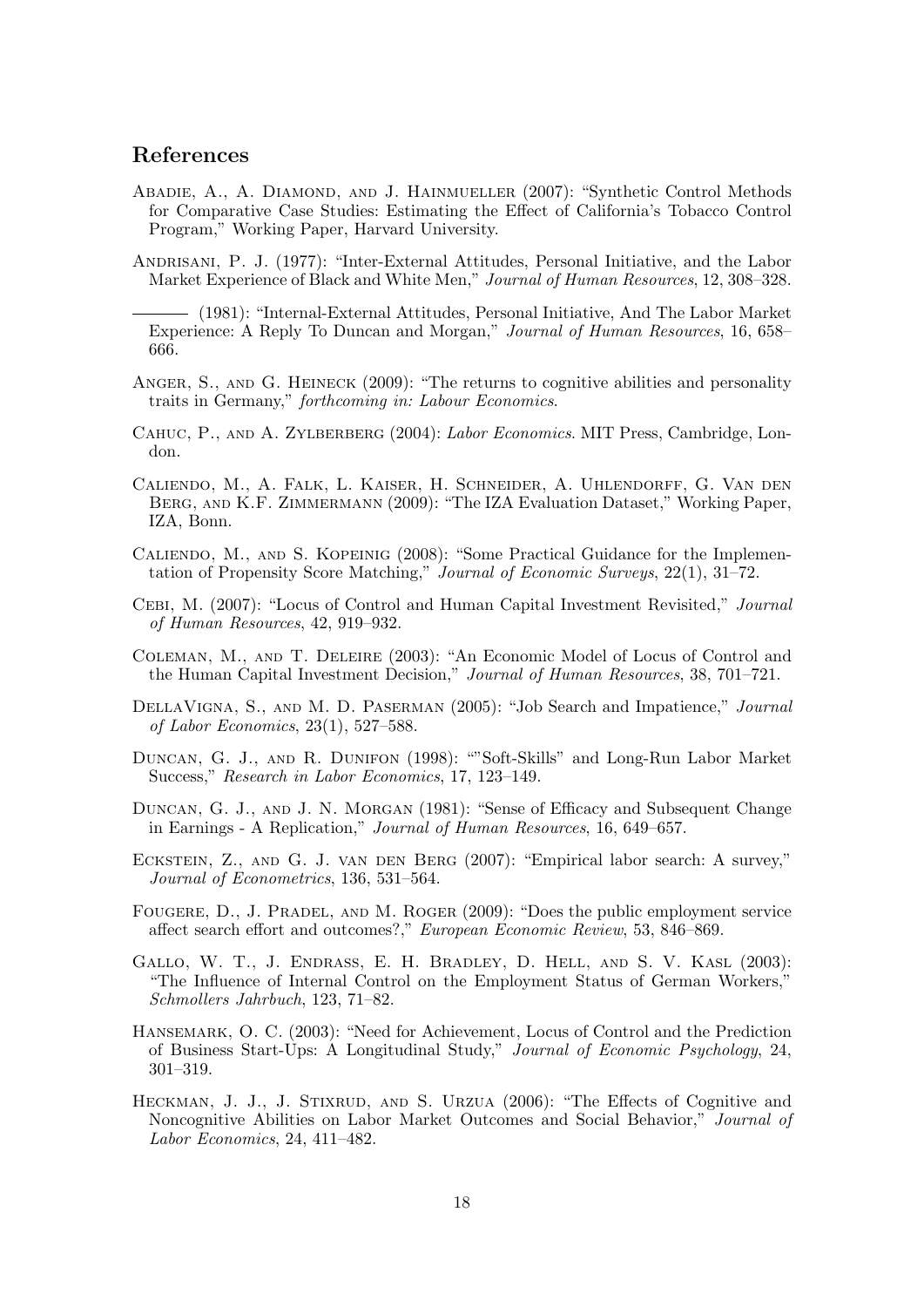## References

Abadie, A., A. Diamond, and J. Hainmueller (2007): "Synthetic Control Methods for Comparative Case Studies: Estimating the Effect of California's Tobacco Control Program," Working Paper, Harvard University.

Andrisani, P. J. (1977): "Inter-External Attitudes, Personal Initiative, and the Labor Market Experience of Black and White Men," *Journal of Human Resources*, 12, 308–328.

——— (1981): "Internal-External Attitudes, Personal Initiative, And The Labor Market Experience: A Reply To Duncan and Morgan," *Journal of Human Resources*, 16, 658–666.

Anger, S., and G. Heineck (2009): "The returns to cognitive abilities and personality traits in Germany," *forthcoming in: Labour Economics*.

Cahuc, P., and A. Zylberberg (2004): *Labor Economics*. MIT Press, Cambridge, London.

Caliendo, M., A. Falk, L. Kaiser, H. Schneider, A. Uhlendorff, G. Van den Berg, and K.F. Zimmermann (2009): "The IZA Evaluation Dataset," Working Paper, IZA, Bonn.

Caliendo, M., and S. Kopeinig (2008): "Some Practical Guidance for the Implementation of Propensity Score Matching," *Journal of Economic Surveys*, 22(1), 31–72.

Cebi, M. (2007): "Locus of Control and Human Capital Investment Revisited," *Journal of Human Resources*, 42, 919–932.

Coleman, M., and T. Deleire (2003): "An Economic Model of Locus of Control and the Human Capital Investment Decision," *Journal of Human Resources*, 38, 701–721.

DellaVigna, S., and M. D. Paserman (2005): "Job Search and Impatience," *Journal of Labor Economics*, 23(1), 527–588.

Duncan, G. J., and R. Dunifon (1998): ""Soft-Skills" and Long-Run Labor Market Success," *Research in Labor Economics*, 17, 123–149.

Duncan, G. J., and J. N. Morgan (1981): "Sense of Efficacy and Subsequent Change in Earnings - A Replication," *Journal of Human Resources*, 16, 649–657.

Eckstein, Z., and G. J. van den Berg (2007): "Empirical labor search: A survey," *Journal of Econometrics*, 136, 531–564.

Fougere, D., J. Pradel, and M. Roger (2009): "Does the public employment service affect search effort and outcomes?," *European Economic Review*, 53, 846–869.

Gallo, W. T., J. Endrass, E. H. Bradley, D. Hell, and S. V. Kasl (2003): "The Influence of Internal Control on the Employment Status of German Workers," *Schmollers Jahrbuch*, 123, 71–82.

Hansemark, O. C. (2003): "Need for Achievement, Locus of Control and the Prediction of Business Start-Ups: A Longitudinal Study," *Journal of Economic Psychology*, 24, 301–319.

Heckman, J. J., J. Stixrud, and S. Urzua (2006): "The Effects of Cognitive and Noncognitive Abilities on Labor Market Outcomes and Social Behavior," *Journal of Labor Economics*, 24, 411–482.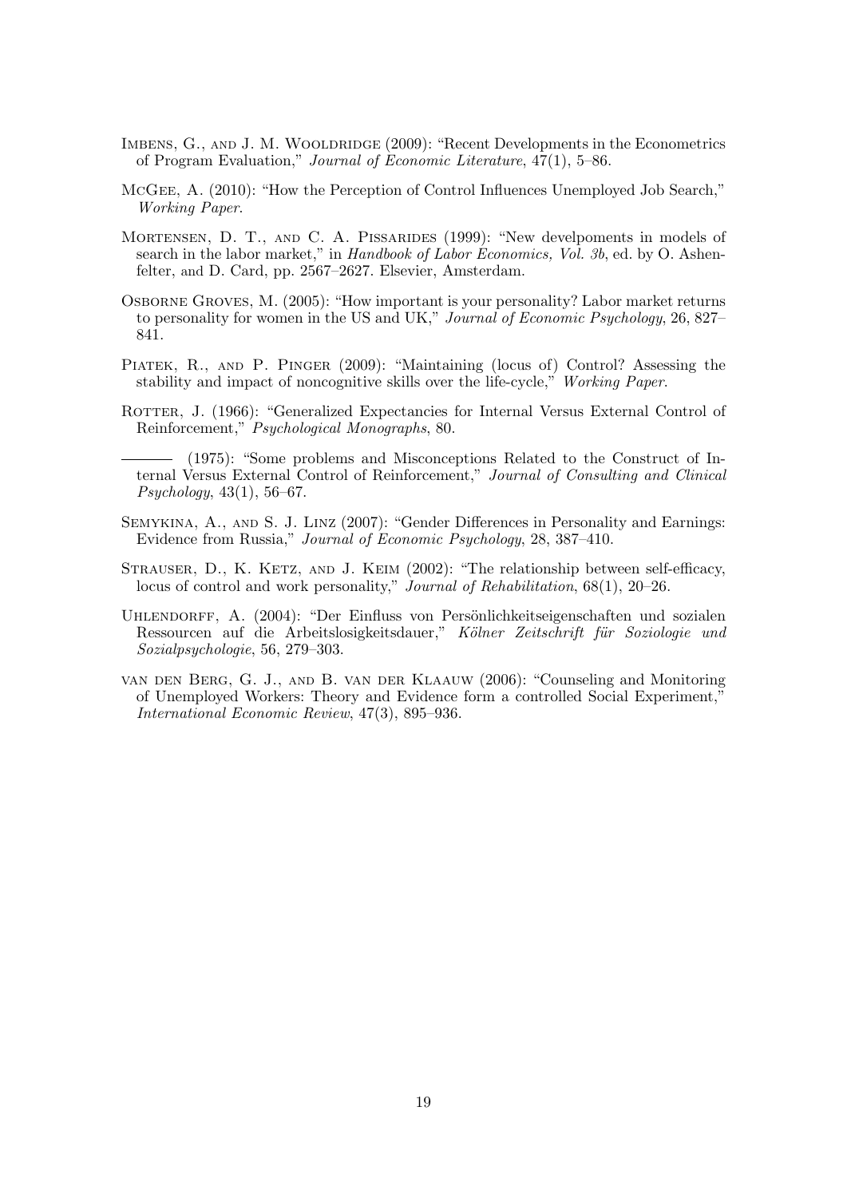Imbens, G., and J. M. Wooldridge (2009): "Recent Developments in the Econometrics of Program Evaluation," *Journal of Economic Literature*, 47(1), 5–86.

McGee, A. (2010): "How the Perception of Control Influences Unemployed Job Search," *Working Paper*.

Mortensen, D. T., and C. A. Pissarides (1999): "New develpoments in models of search in the labor market," in *Handbook of Labor Economics, Vol. 3b*, ed. by O. Ashenfelter, and D. Card, pp. 2567–2627. Elsevier, Amsterdam.

Osborne Groves, M. (2005): "How important is your personality? Labor market returns to personality for women in the US and UK," *Journal of Economic Psychology*, 26, 827–841.

Piatek, R., and P. Pinger (2009): "Maintaining (locus of) Control? Assessing the stability and impact of noncognitive skills over the life-cycle," *Working Paper*.

Rotter, J. (1966): "Generalized Expectancies for Internal Versus External Control of Reinforcement," *Psychological Monographs*, 80.

——— (1975): "Some problems and Misconceptions Related to the Construct of Internal Versus External Control of Reinforcement," *Journal of Consulting and Clinical Psychology*, 43(1), 56–67.

Semykina, A., and S. J. Linz (2007): "Gender Differences in Personality and Earnings: Evidence from Russia," *Journal of Economic Psychology*, 28, 387–410.

Strauser, D., K. Ketz, and J. Keim (2002): "The relationship between self-efficacy, locus of control and work personality," *Journal of Rehabilitation*, 68(1), 20–26.

Uhlendorff, A. (2004): "Der Einfluss von Persönlichkeitseigenschaften und sozialen Ressourcen auf die Arbeitslosigkeitsdauer," *Kölner Zeitschrift für Soziologie und Sozialpsychologie*, 56, 279–303.

van den Berg, G. J., and B. van der Klaauw (2006): "Counseling and Monitoring of Unemployed Workers: Theory and Evidence form a controlled Social Experiment," *International Economic Review*, 47(3), 895–936.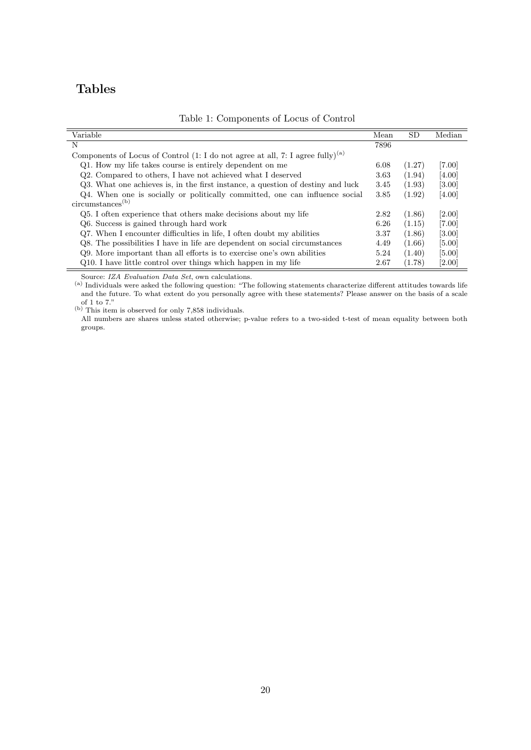# Tables

Table 1: Components of Locus of Control

| Variable | Mean | SD | Median |
|---|---|---|---|
| N | 7896 | | |
| Components of Locus of Control (1: I do not agree at all, 7: I agree fully)[(a)] | | | |
| Q1. How my life takes course is entirely dependent on me | 6.08 | (1.27) | [7.00] |
| Q2. Compared to others, I have not achieved what I deserved | 3.63 | (1.94) | [4.00] |
| Q3. What one achieves is, in the first instance, a question of destiny and luck | 3.45 | (1.93) | [3.00] |
| Q4. When one is socially or politically committed, one can influence social circumstances[(b)] | 3.85 | (1.92) | [4.00] |
| Q5. I often experience that others make decisions about my life | 2.82 | (1.86) | [2.00] |
| Q6. Success is gained through hard work | 6.26 | (1.15) | [7.00] |
| Q7. When I encounter difficulties in life, I often doubt my abilities | 3.37 | (1.86) | [3.00] |
| Q8. The possibilities I have in life are dependent on social circumstances | 4.49 | (1.66) | [5.00] |
| Q9. More important than all efforts is to exercise one's own abilities | 5.24 | (1.40) | [5.00] |
| Q10. I have little control over things which happen in my life | 2.67 | (1.78) | [2.00] |

Source: *IZA Evaluation Data Set*, own calculations.

[(a)] Individuals were asked the following question: "The following statements characterize different attitudes towards life and the future. To what extent do you personally agree with these statements? Please answer on the basis of a scale of 1 to 7."

[(b)] This item is observed for only 7,858 individuals.

All numbers are shares unless stated otherwise; p-value refers to a two-sided t-test of mean equality between both groups.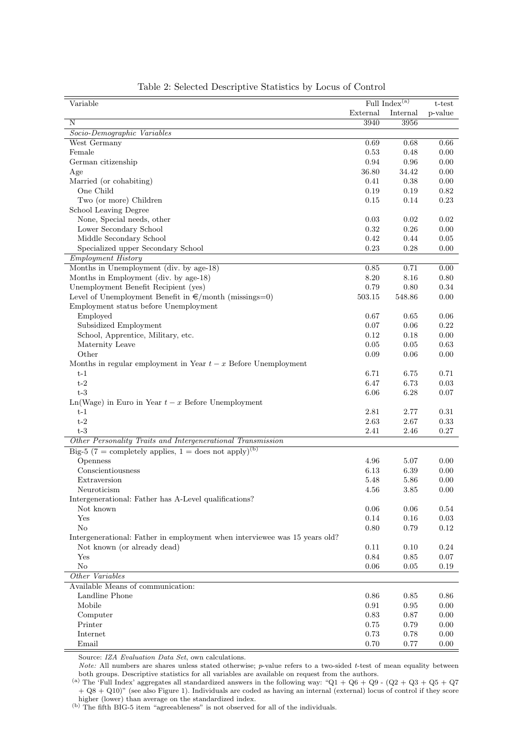Table 2: Selected Descriptive Statistics by Locus of Control

| Variable | Full Index[(a)] | | t-test |
|---|---|---|---|
| | External | Internal | p-value |
| N | 3940 | 3956 | |
| *Socio-Demographic Variables* | | | |
| West Germany | 0.69 | 0.68 | 0.66 |
| Female | 0.53 | 0.48 | 0.00 |
| German citizenship | 0.94 | 0.96 | 0.00 |
| Age | 36.80 | 34.42 | 0.00 |
| Married (or cohabiting) | 0.41 | 0.38 | 0.00 |
| One Child | 0.19 | 0.19 | 0.82 |
| Two (or more) Children | 0.15 | 0.14 | 0.23 |
| School Leaving Degree | | | |
| None, Special needs, other | 0.03 | 0.02 | 0.02 |
| Lower Secondary School | 0.32 | 0.26 | 0.00 |
| Middle Secondary School | 0.42 | 0.44 | 0.05 |
| Specialized upper Secondary School | 0.23 | 0.28 | 0.00 |
| *Employment History* | | | |
| Months in Unemployment (div. by age-18) | 0.85 | 0.71 | 0.00 |
| Months in Employment (div. by age-18) | 8.20 | 8.16 | 0.80 |
| Unemployment Benefit Recipient (yes) | 0.79 | 0.80 | 0.34 |
| Level of Unemployment Benefit in €/month (missings=0) | 503.15 | 548.86 | 0.00 |
| Employment status before Unemployment | | | |
| Employed | 0.67 | 0.65 | 0.06 |
| Subsidized Employment | 0.07 | 0.06 | 0.22 |
| School, Apprentice, Military, etc. | 0.12 | 0.18 | 0.00 |
| Maternity Leave | 0.05 | 0.05 | 0.63 |
| Other | 0.09 | 0.06 | 0.00 |
| Months in regular employment in Year $t-x$ Before Unemployment | | | |
| t-1 | 6.71 | 6.75 | 0.71 |
| t-2 | 6.47 | 6.73 | 0.03 |
| t-3 | 6.06 | 6.28 | 0.07 |
| Ln(Wage) in Euro in Year $t-x$ Before Unemployment | | | |
| t-1 | 2.81 | 2.77 | 0.31 |
| t-2 | 2.63 | 2.67 | 0.33 |
| t-3 | 2.41 | 2.46 | 0.27 |
| *Other Personality Traits and Intergenerational Transmission* | | | |
| Big-5 (7 = completely applies, 1 = does not apply)[(b)] | | | |
| Openness | 4.96 | 5.07 | 0.00 |
| Conscientiousness | 6.13 | 6.39 | 0.00 |
| Extraversion | 5.48 | 5.86 | 0.00 |
| Neuroticism | 4.56 | 3.85 | 0.00 |
| Intergenerational: Father has A-Level qualifications? | | | |
| Not known | 0.06 | 0.06 | 0.54 |
| Yes | 0.14 | 0.16 | 0.03 |
| No | 0.80 | 0.79 | 0.12 |
| Intergenerational: Father in employment when interviewee was 15 years old? | | | |
| Not known (or already dead) | 0.11 | 0.10 | 0.24 |
| Yes | 0.84 | 0.85 | 0.07 |
| No | 0.06 | 0.05 | 0.19 |
| *Other Variables* | | | |
| Available Means of communication: | | | |
| Landline Phone | 0.86 | 0.85 | 0.86 |
| Mobile | 0.91 | 0.95 | 0.00 |
| Computer | 0.83 | 0.87 | 0.00 |
| Printer | 0.75 | 0.79 | 0.00 |
| Internet | 0.73 | 0.78 | 0.00 |
| Email | 0.70 | 0.77 | 0.00 |

Source: *IZA Evaluation Data Set*, own calculations.

*Note:* All numbers are shares unless stated otherwise; *p*-value refers to a two-sided *t*-test of mean equality between both groups. Descriptive statistics for all variables are available on request from the authors.

[(a)] The 'Full Index' aggregates all standardized answers in the following way: "Q1 + Q6 + Q9 - (Q2 + Q3 + Q5 + Q7 + Q8 + Q10)" (see also Figure 1). Individuals are coded as having an internal (external) locus of control if they score higher (lower) than average on the standardized index.

[(b)] The fifth BIG-5 item "agreeableness" is not observed for all of the individuals.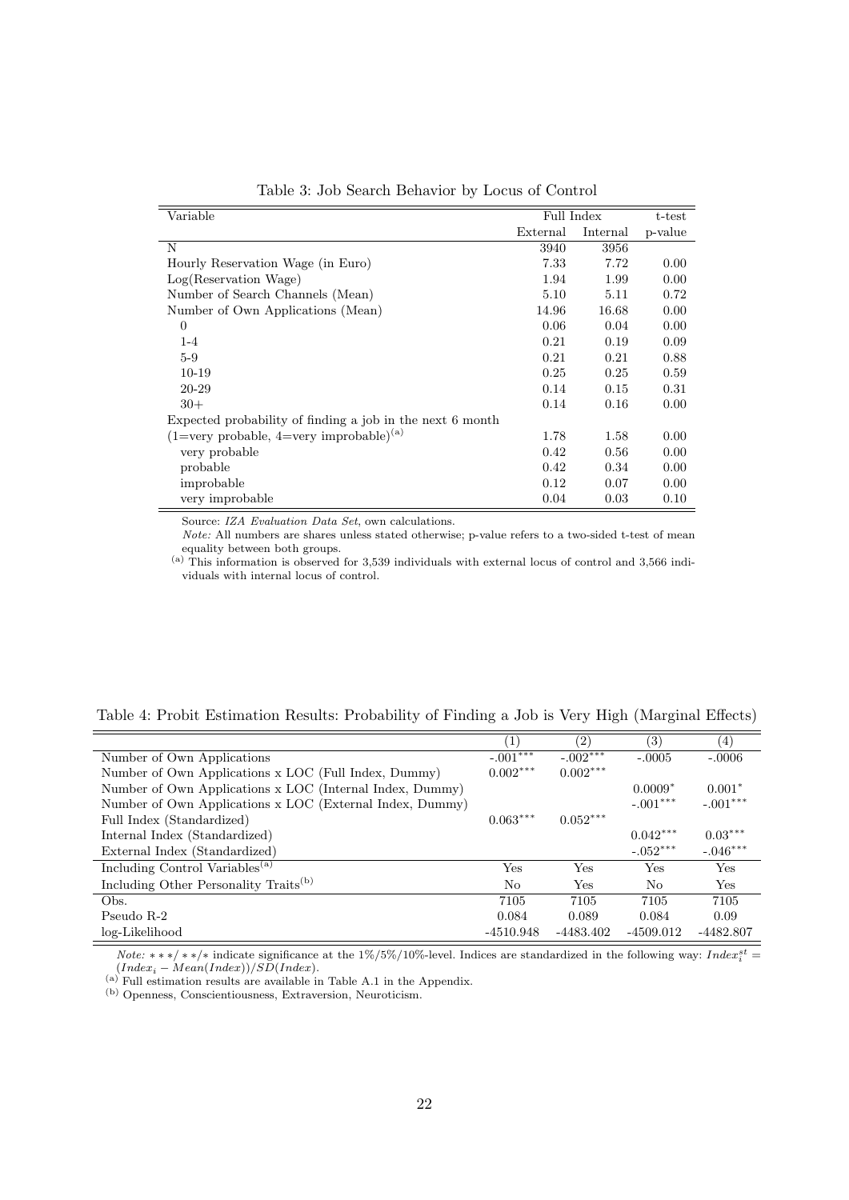Table 3: Job Search Behavior by Locus of Control

| Variable | Full Index | | t-test |
|---|---|---|---|
| | External | Internal | p-value |
| N | 3940 | 3956 | |
| Hourly Reservation Wage (in Euro) | 7.33 | 7.72 | 0.00 |
| Log(Reservation Wage) | 1.94 | 1.99 | 0.00 |
| Number of Search Channels (Mean) | 5.10 | 5.11 | 0.72 |
| Number of Own Applications (Mean) | 14.96 | 16.68 | 0.00 |
| 0 | 0.06 | 0.04 | 0.00 |
| 1-4 | 0.21 | 0.19 | 0.09 |
| 5-9 | 0.21 | 0.21 | 0.88 |
| 10-19 | 0.25 | 0.25 | 0.59 |
| 20-29 | 0.14 | 0.15 | 0.31 |
| 30+ | 0.14 | 0.16 | 0.00 |
| Expected probability of finding a job in the next 6 month | | | |
| (1=very probable, 4=very improbable)[(a)] | 1.78 | 1.58 | 0.00 |
| very probable | 0.42 | 0.56 | 0.00 |
| probable | 0.42 | 0.34 | 0.00 |
| improbable | 0.12 | 0.07 | 0.00 |
| very improbable | 0.04 | 0.03 | 0.10 |

Source: *IZA Evaluation Data Set*, own calculations.

*Note:* All numbers are shares unless stated otherwise; p-value refers to a two-sided t-test of mean equality between both groups.

[(a)] This information is observed for 3,539 individuals with external locus of control and 3,566 individuals with internal locus of control.

Table 4: Probit Estimation Results: Probability of Finding a Job is Very High (Marginal Effects)

| | (1) | (2) | (3) | (4) |
|---|---|---|---|---|
| Number of Own Applications | -.001*** | -.002*** | -.0005 | -.0006 |
| Number of Own Applications x LOC (Full Index, Dummy) | 0.002*** | 0.002*** | | |
| Number of Own Applications x LOC (Internal Index, Dummy) | | | 0.0009* | 0.001* |
| Number of Own Applications x LOC (External Index, Dummy) | | | -.001*** | -.001*** |
| Full Index (Standardized) | 0.063*** | 0.052*** | | |
| Internal Index (Standardized) | | | 0.042*** | 0.03*** |
| External Index (Standardized) | | | -.052*** | -.046*** |
| Including Control Variables[(a)] | Yes | Yes | Yes | Yes |
| Including Other Personality Traits[(b)] | No | Yes | No | Yes |
| Obs. | 7105 | 7105 | 7105 | 7105 |
| Pseudo R-2 | 0.084 | 0.089 | 0.084 | 0.09 |
| log-Likelihood | -4510.948 | -4483.402 | -4509.012 | -4482.807 |

*Note:* ***/**/* indicate significance at the 1%/5%/10%-level. Indices are standardized in the following way: $Index_i^{st} = (Index_i - Mean(Index))/SD(Index)$.

[(a)] Full estimation results are available in Table A.1 in the Appendix.

[(b)] Openness, Conscientiousness, Extraversion, Neuroticism.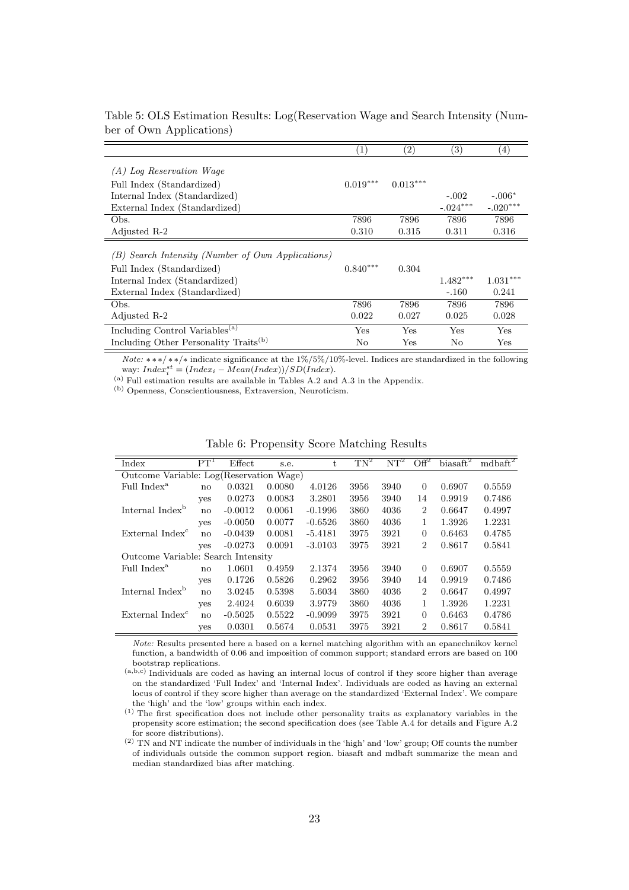Table 5: OLS Estimation Results: Log(Reservation Wage and Search Intensity (Number of Own Applications)

| | (1) | (2) | (3) | (4) |
|---|---|---|---|---|
| *(A) Log Reservation Wage* | | | | |
| Full Index (Standardized) | $0.019^{***}$ | $0.013^{***}$ | | |
| Internal Index (Standardized) | | | -.002 | $-.006^{*}$ |
| External Index (Standardized) | | | $-.024^{***}$ | $-.020^{***}$ |
| Obs. | 7896 | 7896 | 7896 | 7896 |
| Adjusted R-2 | 0.310 | 0.315 | 0.311 | 0.316 |
| *(B) Search Intensity (Number of Own Applications)* | | | | |
| Full Index (Standardized) | $0.840^{***}$ | 0.304 | | |
| Internal Index (Standardized) | | | $1.482^{***}$ | $1.031^{***}$ |
| External Index (Standardized) | | | -.160 | 0.241 |
| Obs. | 7896 | 7896 | 7896 | 7896 |
| Adjusted R-2 | 0.022 | 0.027 | 0.025 | 0.028 |
| Including Control Variables[(a)] | Yes | Yes | Yes | Yes |
| Including Other Personality Traits[(b)] | No | Yes | No | Yes |

*Note:* ∗∗∗/∗∗/∗ indicate significance at the 1%/5%/10%-level. Indices are standardized in the following way: $Index_i^{st} = (Index_i - Mean(Index))/SD(Index)$.

[(a)] Full estimation results are available in Tables A.2 and A.3 in the Appendix.

[(b)] Openness, Conscientiousness, Extraversion, Neuroticism.

Table 6: Propensity Score Matching Results

| Index | PT[1] | Effect | s.e. | t | TN[2] | NT[2] | Off[2] | biasaft[2] | mdbaft[2] |
|---|---|---|---|---|---|---|---|---|---|
| Outcome Variable: Log(Reservation Wage) | | | | | | | | | |
| Full Index[a] | no | 0.0321 | 0.0080 | 4.0126 | 3956 | 3940 | 0 | 0.6907 | 0.5559 |
| | yes | 0.0273 | 0.0083 | 3.2801 | 3956 | 3940 | 14 | 0.9919 | 0.7486 |
| Internal Index[b] | no | -0.0012 | 0.0061 | -0.1996 | 3860 | 4036 | 2 | 0.6647 | 0.4997 |
| | yes | -0.0050 | 0.0077 | -0.6526 | 3860 | 4036 | 1 | 1.3926 | 1.2231 |
| External Index[c] | no | -0.0439 | 0.0081 | -5.4181 | 3975 | 3921 | 0 | 0.6463 | 0.4785 |
| | yes | -0.0273 | 0.0091 | -3.0103 | 3975 | 3921 | 2 | 0.8617 | 0.5841 |
| Outcome Variable: Search Intensity | | | | | | | | | |
| Full Index[a] | no | 1.0601 | 0.4959 | 2.1374 | 3956 | 3940 | 0 | 0.6907 | 0.5559 |
| | yes | 0.1726 | 0.5826 | 0.2962 | 3956 | 3940 | 14 | 0.9919 | 0.7486 |
| Internal Index[b] | no | 3.0245 | 0.5398 | 5.6034 | 3860 | 4036 | 2 | 0.6647 | 0.4997 |
| | yes | 2.4024 | 0.6039 | 3.9779 | 3860 | 4036 | 1 | 1.3926 | 1.2231 |
| External Index[c] | no | -0.5025 | 0.5522 | -0.9099 | 3975 | 3921 | 0 | 0.6463 | 0.4786 |
| | yes | 0.0301 | 0.5674 | 0.0531 | 3975 | 3921 | 2 | 0.8617 | 0.5841 |

*Note:* Results presented here a based on a kernel matching algorithm with an epanechnikov kernel function, a bandwidth of 0.06 and imposition of common support; standard errors are based on 100 bootstrap replications.

[(a,b,c)] Individuals are coded as having an internal locus of control if they score higher than average on the standardized 'Full Index' and 'Internal Index'. Individuals are coded as having an external locus of control if they score higher than average on the standardized 'External Index'. We compare the 'high' and the 'low' groups within each index.

[(1)] The first specification does not include other personality traits as explanatory variables in the propensity score estimation; the second specification does (see Table A.4 for details and Figure A.2 for score distributions).

[(2)] TN and NT indicate the number of individuals in the 'high' and 'low' group; Off counts the number of individuals outside the common support region. biasaft and mdbaft summarize the mean and median standardized bias after matching.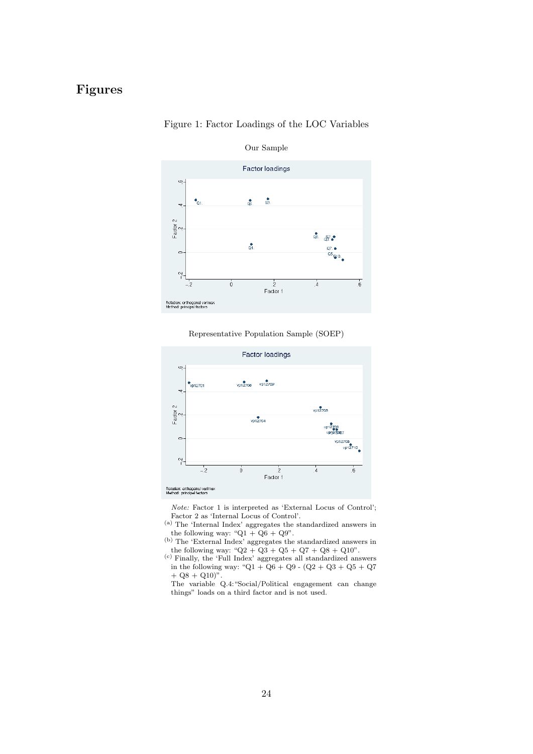# Figures

Figure 1: Factor Loadings of the LOC Variables

Our Sample

Representative Population Sample (SOEP)

*Note:* Factor 1 is interpreted as 'External Locus of Control'; Factor 2 as 'Internal Locus of Control'.

[(a)] The 'Internal Index' aggregates the standardized answers in the following way: "Q1 + Q6 + Q9".

[(b)] The 'External Index' aggregates the standardized answers in the following way: "Q2 + Q3 + Q5 + Q7 + Q8 + Q10".

[(c)] Finally, the 'Full Index' aggregates all standardized answers in the following way: "Q1 + Q6 + Q9 - (Q2 + Q3 + Q5 + Q7 + Q8 + Q10)".

The variable Q.4:"Social/Political engagement can change things" loads on a third factor and is not used.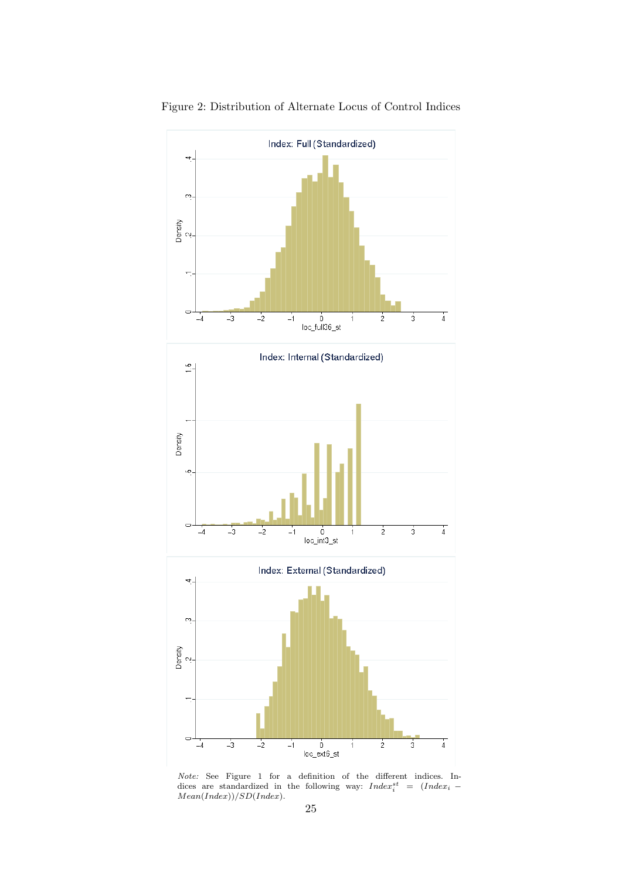Figure 2: Distribution of Alternate Locus of Control Indices

*Note:* See Figure 1 for a definition of the different indices. Indices are standardized in the following way: $Index_i^{st} = (Index_i - Mean(Index))/SD(Index)$.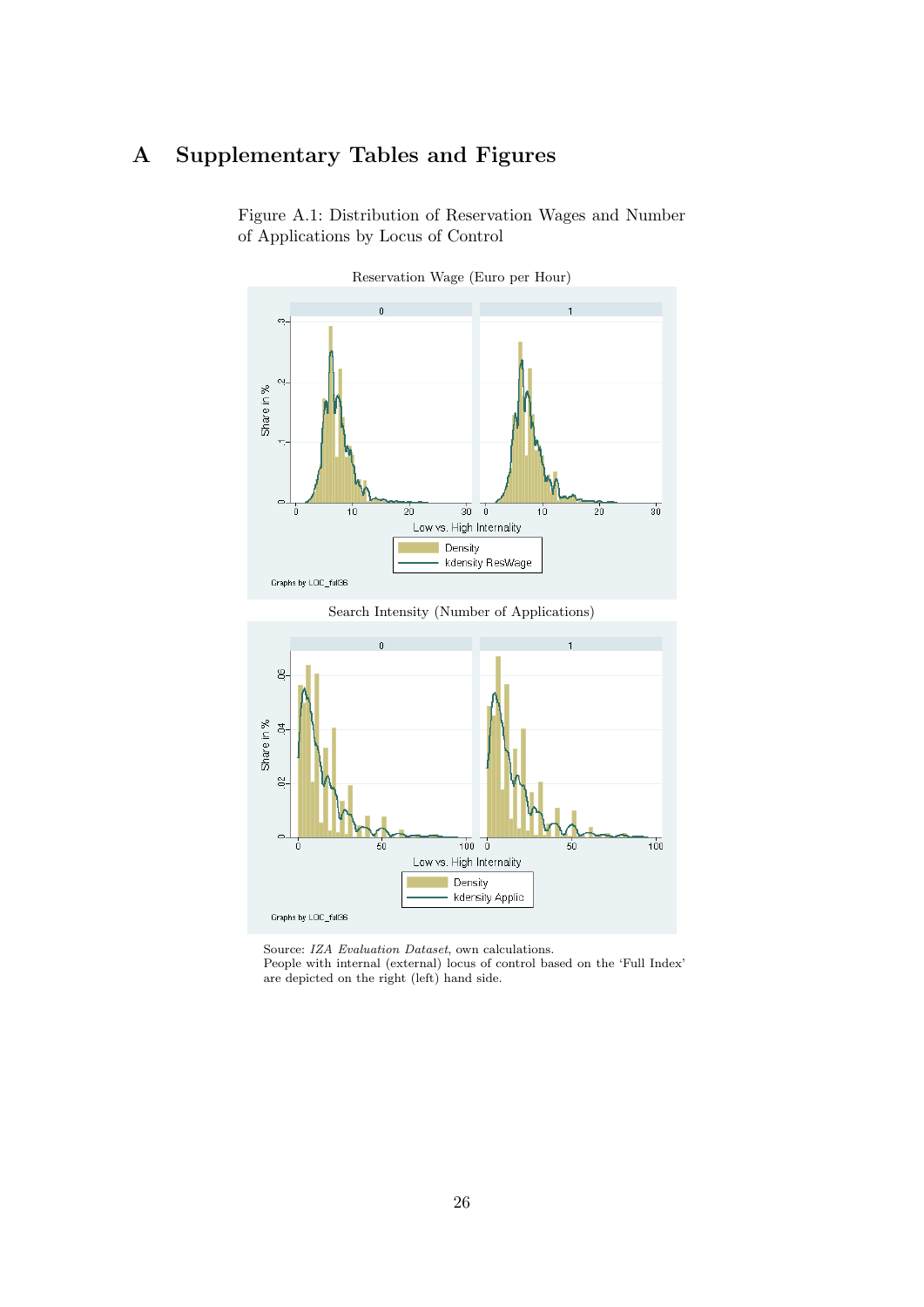# A Supplementary Tables and Figures

Figure A.1: Distribution of Reservation Wages and Number of Applications by Locus of Control

Reservation Wage (Euro per Hour)

Search Intensity (Number of Applications)

Source: *IZA Evaluation Dataset*, own calculations.
People with internal (external) locus of control based on the 'Full Index' are depicted on the right (left) hand side.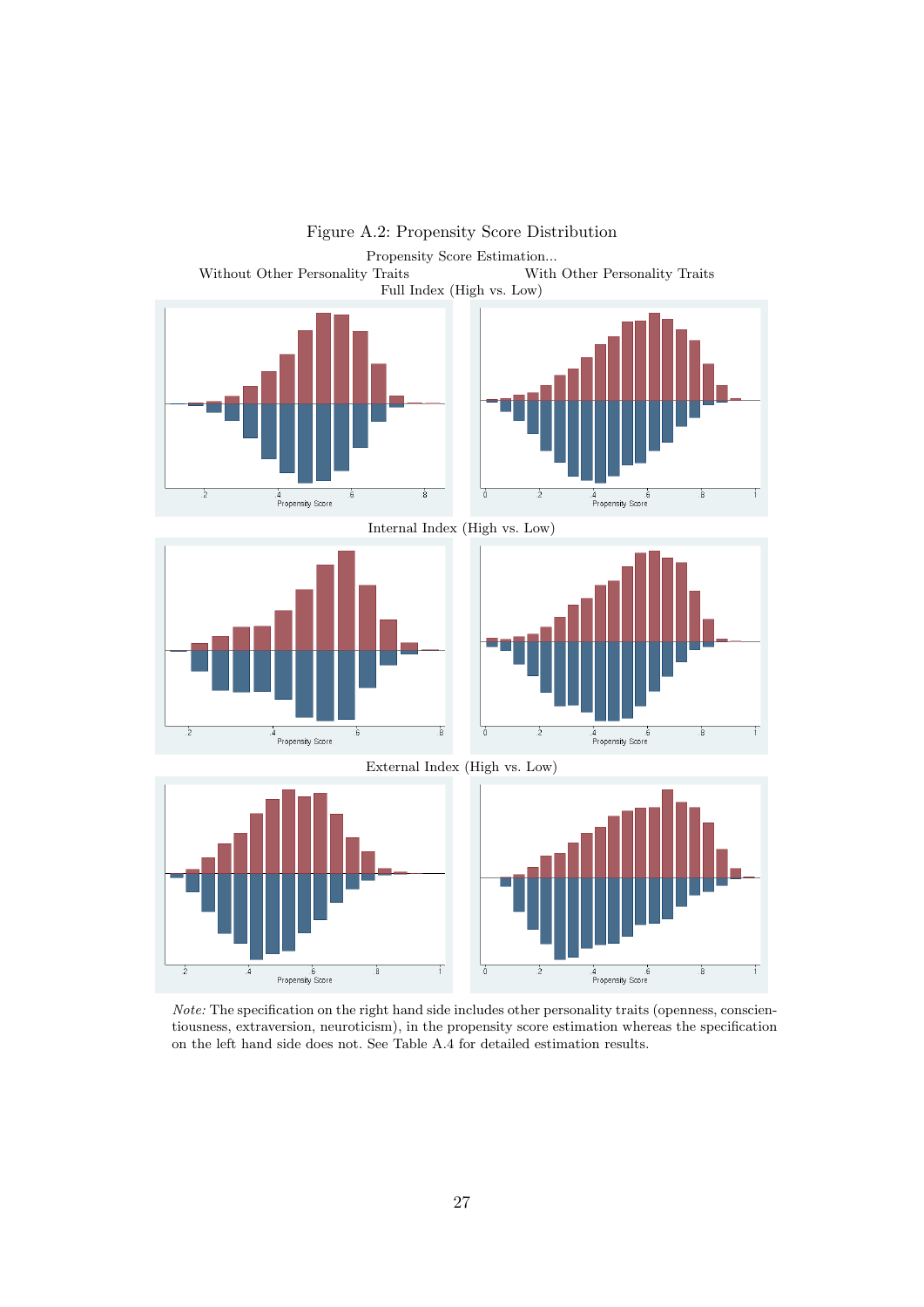Figure A.2: Propensity Score Distribution

Propensity Score Estimation...

Without Other Personality Traits — With Other Personality Traits

Full Index (High vs. Low)

Internal Index (High vs. Low)

External Index (High vs. Low)

*Note:* The specification on the right hand side includes other personality traits (openness, conscientiousness, extraversion, neuroticism), in the propensity score estimation whereas the specification on the left hand side does not. See Table A.4 for detailed estimation results.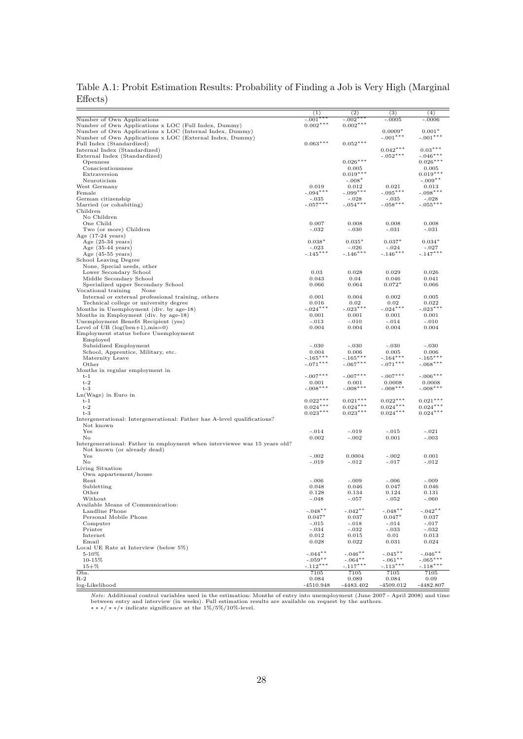Table A.1: Probit Estimation Results: Probability of Finding a Job is Very High (Marginal Effects)

| | (1) | (2) | (3) | (4) |
|---|---|---|---|---|
| Number of Own Applications | -.001*** | -.002*** | -.0005 | -.0006 |
| Number of Own Applications x LOC (Full Index, Dummy) | 0.002*** | 0.002*** | | |
| Number of Own Applications x LOC (Internal Index, Dummy) | | | 0.0009* | 0.001* |
| Number of Own Applications x LOC (External Index, Dummy) | | | -.001*** | -.001*** |
| Full Index (Standardized) | 0.063*** | 0.052*** | | |
| Internal Index (Standardized) | | | 0.042*** | 0.03*** |
| External Index (Standardized) | | | -.052*** | -.046*** |
| Openness | | 0.026*** | | 0.026*** |
| Conscientiousness | | 0.005 | | 0.005 |
| Extraversion | | 0.019*** | | 0.019*** |
| Neuroticism | | -.008* | | -.009** |
| West Germany | 0.019 | 0.012 | 0.021 | 0.013 |
| Female | -.094*** | -.099*** | -.095*** | -.098*** |
| German citizenship | -.035 | -.028 | -.035 | -.028 |
| Married (or cohabiting) | -.057*** | -.054*** | -.058*** | -.055*** |
| Children | | | | |
| No Children | | | | |
| One Child | 0.007 | 0.008 | 0.008 | 0.008 |
| Two (or more) Children | -.032 | -.030 | -.031 | -.031 |
| Age (17-24 years) | | | | |
| Age (25-34 years) | 0.038* | 0.035* | 0.037* | 0.034* |
| Age (35-44 years) | -.023 | -.026 | -.024 | -.027 |
| Age (45-55 years) | -.145*** | -.146*** | -.146*** | -.147*** |
| School Leaving Degree | | | | |
| None, Special needs, other | | | | |
| Lower Secondary School | 0.03 | 0.028 | 0.029 | 0.026 |
| Middle Secondary School | 0.043 | 0.04 | 0.046 | 0.041 |
| Specialized upper Secondary School | 0.066 | 0.064 | 0.072* | 0.066 |
| Vocational training None | | | | |
| Internal or external professional training, others | 0.001 | 0.004 | 0.002 | 0.005 |
| Technical college or university degree | 0.016 | 0.02 | 0.02 | 0.022 |
| Months in Unemployment (div. by age-18) | -.024*** | -.023*** | -.024*** | -.023*** |
| Months in Employment (div. by age-18) | 0.001 | 0.001 | 0.001 | 0.001 |
| Unemployment Benefit Recipient (yes) | -.013 | -.010 | -.014 | -.010 |
| Level of UB (log(ben+1),mis=0) | 0.004 | 0.004 | 0.004 | 0.004 |
| Employment status before Unemployment | | | | |
| Employed | | | | |
| Subsidized Employment | -.030 | -.030 | -.030 | -.030 |
| School, Apprentice, Military, etc. | 0.004 | 0.006 | 0.005 | 0.006 |
| Maternity Leave | -.165*** | -.165*** | -.164*** | -.165*** |
| Other | -.071*** | -.067*** | -.071*** | -.068*** |
| Months in regular employment in | | | | |
| t-1 | -.007*** | -.007*** | -.007*** | -.006*** |
| t-2 | 0.001 | 0.001 | 0.0008 | 0.0008 |
| t-3 | -.008*** | -.008*** | -.008*** | -.008*** |
| Ln(Wage) in Euro in | | | | |
| t-1 | 0.022*** | 0.021*** | 0.022*** | 0.021*** |
| t-2 | 0.024*** | 0.024*** | 0.024*** | 0.024*** |
| t-3 | 0.023*** | 0.023*** | 0.024*** | 0.024*** |
| Intergenerational: Intergenerational: Father has A-level qualifications? | | | | |
| Not known | | | | |
| Yes | -.014 | -.019 | -.015 | -.021 |
| No | 0.002 | -.002 | 0.001 | -.003 |
| Intergenerational: Father in employment when interviewee was 15 years old? | | | | |
| Not known (or already dead) | | | | |
| Yes | -.002 | 0.0004 | -.002 | 0.001 |
| No | -.019 | -.012 | -.017 | -.012 |
| Living Situation | | | | |
| Own appartement/house | | | | |
| Rent | -.006 | -.009 | -.006 | -.009 |
| Subletting | 0.048 | 0.046 | 0.047 | 0.046 |
| Other | 0.128 | 0.134 | 0.124 | 0.131 |
| Without | -.048 | -.057 | -.052 | -.060 |
| Available Means of Communication: | | | | |
| Landline Phone | -.048** | -.042** | -.048** | -.042** |
| Personal Mobile Phone | 0.047* | 0.037 | 0.047* | 0.037 |
| Computer | -.015 | -.018 | -.014 | -.017 |
| Printer | -.034 | -.032 | -.033 | -.032 |
| Internet | 0.012 | 0.015 | 0.01 | 0.013 |
| Email | 0.028 | 0.022 | 0.031 | 0.024 |
| Local UE Rate at Interview (below 5%) | | | | |
| 5-10% | -.044** | -.046** | -.045** | -.046** |
| 10-15% | -.059** | -.064** | -.061** | -.065*** |
| 15+% | -.112*** | -.117*** | -.113*** | -.118*** |
| Obs. | 7105 | 7105 | 7105 | 7105 |
| R-2 | 0.084 | 0.089 | 0.084 | 0.09 |
| log-Likelihood | -4510.948 | -4483.402 | -4509.012 | -4482.807 |

*Note:* Additional control variables used in the estimation: Months of entry into unemployment (June 2007 - April 2008) and time between entry and interview (in weeks). Full estimation results are available on request by the authors.
\*\*\*/\*\*/\* indicate significance at the 1%/5%/10%-level.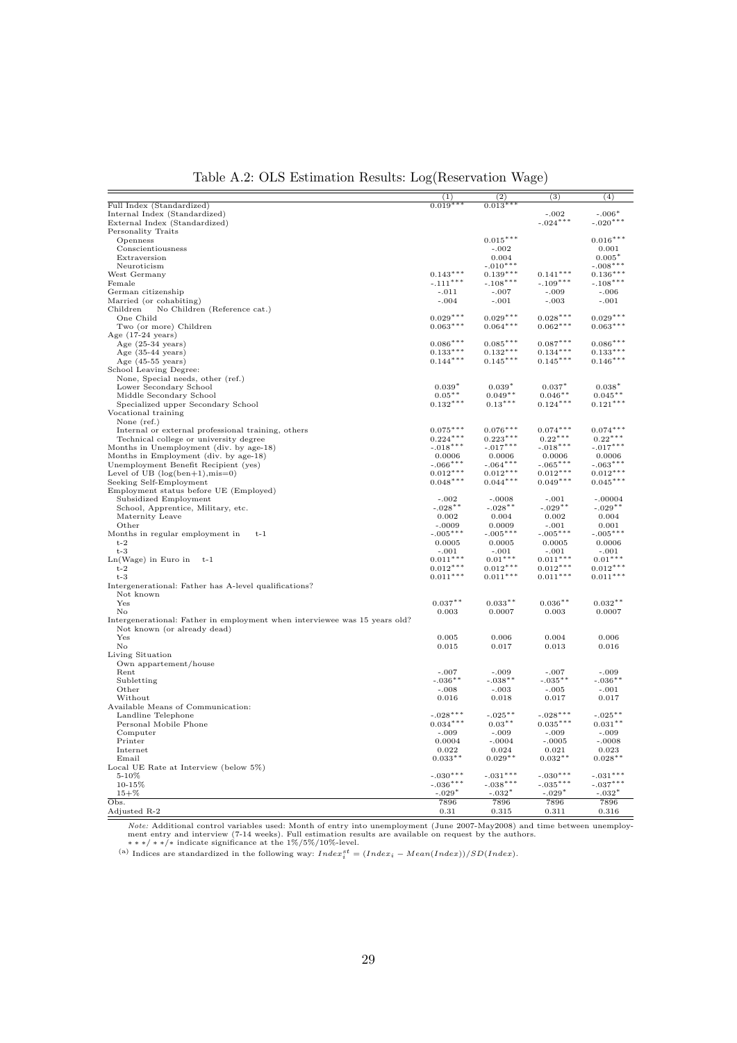Table A.2: OLS Estimation Results: Log(Reservation Wage)

| | (1) | (2) | (3) | (4) |
|---|---|---|---|---|
| Full Index (Standardized) | 0.019*** | 0.013*** | | |
| Internal Index (Standardized) | | | -.002 | -.006* |
| External Index (Standardized) | | | -.024*** | -.020*** |
| Personality Traits | | | | |
| Openness | | 0.015*** | | 0.016*** |
| Conscientiousness | | -.002 | | 0.001 |
| Extraversion | | 0.004 | | 0.005* |
| Neuroticism | | -.010*** | | -.008*** |
| West Germany | 0.143*** | 0.139*** | 0.141*** | 0.136*** |
| Female | -.111*** | -.108*** | -.109*** | -.108*** |
| German citizenship | -.011 | -.007 | -.009 | -.006 |
| Married (or cohabiting) | -.004 | -.001 | -.003 | -.001 |
| Children No Children (Reference cat.) | | | | |
| One Child | 0.029*** | 0.029*** | 0.028*** | 0.029*** |
| Two (or more) Children | 0.063*** | 0.064*** | 0.062*** | 0.063*** |
| Age (17-24 years) | | | | |
| Age (25-34 years) | 0.086*** | 0.085*** | 0.087*** | 0.086*** |
| Age (35-44 years) | 0.133*** | 0.132*** | 0.134*** | 0.133*** |
| Age (45-55 years) | 0.144*** | 0.145*** | 0.145*** | 0.146*** |
| School Leaving Degree: | | | | |
| None, Special needs, other (ref.) | | | | |
| Lower Secondary School | 0.039* | 0.039* | 0.037* | 0.038* |
| Middle Secondary School | 0.05** | 0.049** | 0.046** | 0.045** |
| Specialized upper Secondary School | 0.132*** | 0.13*** | 0.124*** | 0.121*** |
| Vocational training | | | | |
| None (ref.) | | | | |
| Internal or external professional training, others | 0.075*** | 0.076*** | 0.074*** | 0.074*** |
| Technical college or university degree | 0.224*** | 0.223*** | 0.22*** | 0.22*** |
| Months in Unemployment (div. by age-18) | -.018*** | -.017*** | -.018*** | -.017*** |
| Months in Employment (div. by age-18) | 0.0006 | 0.0006 | 0.0006 | 0.0006 |
| Unemployment Benefit Recipient (yes) | -.066*** | -.064*** | -.065*** | -.063*** |
| Level of UB (log(ben+1),mis=0) | 0.012*** | 0.012*** | 0.012*** | 0.012*** |
| Seeking Self-Employment | 0.048*** | 0.044*** | 0.049*** | 0.045*** |
| Employment status before UE (Employed) | | | | |
| Subsidized Employment | -.002 | -.0008 | -.001 | -.00004 |
| School, Apprentice, Military, etc. | -.028** | -.028** | -.029** | -.029** |
| Maternity Leave | 0.002 | 0.004 | 0.002 | 0.004 |
| Other | -.0009 | 0.0009 | -.001 | 0.001 |
| Months in regular employment in t-1 | -.005*** | -.005*** | -.005*** | -.005*** |
| t-2 | 0.0005 | 0.0005 | 0.0005 | 0.0006 |
| t-3 | -.001 | -.001 | -.001 | -.001 |
| Ln(Wage) in Euro in t-1 | 0.011*** | 0.01*** | 0.011*** | 0.01*** |
| t-2 | 0.012*** | 0.012*** | 0.012*** | 0.012*** |
| t-3 | 0.011*** | 0.011*** | 0.011*** | 0.011*** |
| Intergenerational: Father has A-level qualifications? | | | | |
| Not known | | | | |
| Yes | 0.037** | 0.033** | 0.036** | 0.032** |
| No | 0.003 | 0.0007 | 0.003 | 0.0007 |
| Intergenerational: Father in employment when interviewee was 15 years old? | | | | |
| Not known (or already dead) | | | | |
| Yes | 0.005 | 0.006 | 0.004 | 0.006 |
| No | 0.015 | 0.017 | 0.013 | 0.016 |
| Living Situation | | | | |
| Own appartement/house | | | | |
| Rent | -.007 | -.009 | -.007 | -.009 |
| Subletting | -.036** | -.038** | -.035** | -.036** |
| Other | -.008 | -.003 | -.005 | -.001 |
| Without | 0.016 | 0.018 | 0.017 | 0.017 |
| Available Means of Communication: | | | | |
| Landline Telephone | -.028*** | -.025** | -.028*** | -.025** |
| Personal Mobile Phone | 0.034*** | 0.03** | 0.035*** | 0.031** |
| Computer | -.009 | -.009 | -.009 | -.009 |
| Printer | 0.0004 | -.0004 | -.0005 | -.0008 |
| Internet | 0.022 | 0.024 | 0.021 | 0.023 |
| Email | 0.033** | 0.029** | 0.032** | 0.028** |
| Local UE Rate at Interview (below 5%) | | | | |
| 5-10% | -.030*** | -.031*** | -.030*** | -.031*** |
| 10-15% | -.036*** | -.038*** | -.035*** | -.037*** |
| 15+% | -.029* | -.032* | -.029* | -.032* |
| Obs. | 7896 | 7896 | 7896 | 7896 |
| Adjusted R-2 | 0.31 | 0.315 | 0.311 | 0.316 |

*Note:* Additional control variables used: Month of entry into unemployment (June 2007-May2008) and time between unemployment entry and interview (7-14 weeks). Full estimation results are available on request by the authors.
*** / ** / * indicate significance at the 1%/5%/10%-level.

(a) Indices are standardized in the following way: $Index_i^{st} = (Index_i - Mean(Index))/SD(Index)$.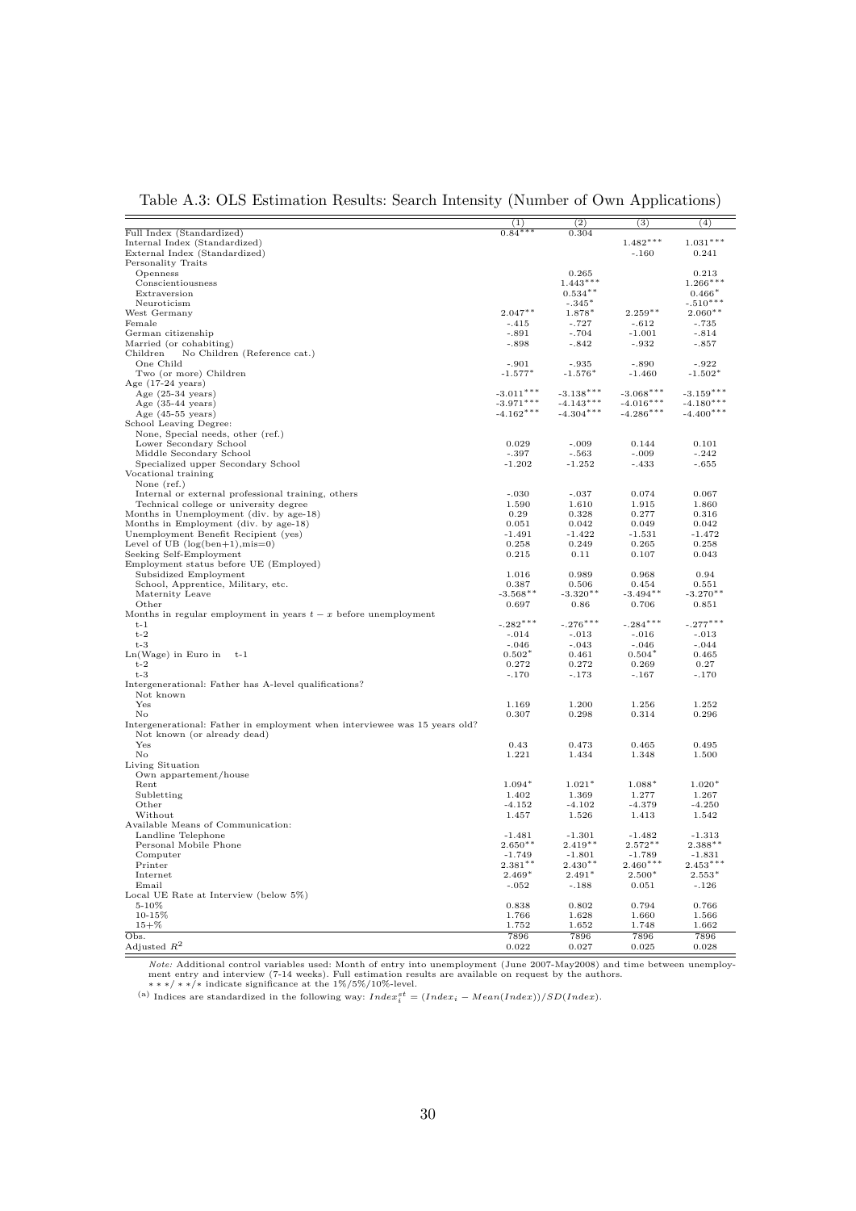Table A.3: OLS Estimation Results: Search Intensity (Number of Own Applications)

| | (1) | (2) | (3) | (4) |
|---|---|---|---|---|
| Full Index (Standardized) | 0.84*** | 0.304 | | |
| Internal Index (Standardized) | | | 1.482*** | 1.031*** |
| External Index (Standardized) | | | -.160 | 0.241 |
| Personality Traits | | | | |
| Openness | | 0.265 | | 0.213 |
| Conscientiousness | | 1.443*** | | 1.266*** |
| Extraversion | | 0.534** | | 0.466* |
| Neuroticism | | -.345* | | -.510*** |
| West Germany | 2.047** | 1.878* | 2.259** | 2.060** |
| Female | -.415 | -.727 | -.612 | -.735 |
| German citizenship | -.891 | -.704 | -1.001 | -.814 |
| Married (or cohabiting) | -.898 | -.842 | -.932 | -.857 |
| Children No Children (Reference cat.) | | | | |
| One Child | -.901 | -.935 | -.890 | -.922 |
| Two (or more) Children | -1.577* | -1.576* | -1.460 | -1.502* |
| Age (17-24 years) | | | | |
| Age (25-34 years) | -3.011*** | -3.138*** | -3.068*** | -3.159*** |
| Age (35-44 years) | -3.971*** | -4.143*** | -4.016*** | -4.180*** |
| Age (45-55 years) | -4.162*** | -4.304*** | -4.286*** | -4.400*** |
| School Leaving Degree: | | | | |
| None, Special needs, other (ref.) | | | | |
| Lower Secondary School | 0.029 | -.009 | 0.144 | 0.101 |
| Middle Secondary School | -.397 | -.563 | -.009 | -.242 |
| Specialized upper Secondary School | -1.202 | -1.252 | -.433 | -.655 |
| Vocational training | | | | |
| None (ref.) | | | | |
| Internal or external professional training, others | -.030 | -.037 | 0.074 | 0.067 |
| Technical college or university degree | 1.590 | 1.610 | 1.915 | 1.860 |
| Months in Unemployment (div. by age-18) | 0.29 | 0.328 | 0.277 | 0.316 |
| Months in Employment (div. by age-18) | 0.051 | 0.042 | 0.049 | 0.042 |
| Unemployment Benefit Recipient (yes) | -1.491 | -1.422 | -1.531 | -1.472 |
| Level of UB (log(ben+1),mis=0) | 0.258 | 0.249 | 0.265 | 0.258 |
| Seeking Self-Employment | 0.215 | 0.11 | 0.107 | 0.043 |
| Employment status before UE (Employed) | | | | |
| Subsidized Employment | 1.016 | 0.989 | 0.968 | 0.94 |
| School, Apprentice, Military, etc. | 0.387 | 0.506 | 0.454 | 0.551 |
| Maternity Leave | -3.568** | -3.320** | -3.494** | -3.270** |
| Other | 0.697 | 0.86 | 0.706 | 0.851 |
| Months in regular employment in years $t-x$ before unemployment | | | | |
| t-1 | -.282*** | -.276*** | -.284*** | -.277*** |
| t-2 | -.014 | -.013 | -.016 | -.013 |
| t-3 | -.046 | -.043 | -.046 | -.044 |
| Ln(Wage) in Euro in t-1 | 0.502* | 0.461 | 0.504* | 0.465 |
| t-2 | 0.272 | 0.272 | 0.269 | 0.27 |
| t-3 | -.170 | -.173 | -.167 | -.170 |
| Intergenerational: Father has A-level qualifications? | | | | |
| Not known | | | | |
| Yes | 1.169 | 1.200 | 1.256 | 1.252 |
| No | 0.307 | 0.298 | 0.314 | 0.296 |
| Intergenerational: Father in employment when interviewee was 15 years old? | | | | |
| Not known (or already dead) | | | | |
| Yes | 0.43 | 0.473 | 0.465 | 0.495 |
| No | 1.221 | 1.434 | 1.348 | 1.500 |
| Living Situation | | | | |
| Own appartement/house | | | | |
| Rent | 1.094* | 1.021* | 1.088* | 1.020* |
| Subletting | 1.402 | 1.369 | 1.277 | 1.267 |
| Other | -4.152 | -4.102 | -4.379 | -4.250 |
| Without | 1.457 | 1.526 | 1.413 | 1.542 |
| Available Means of Communication: | | | | |
| Landline Telephone | -1.481 | -1.301 | -1.482 | -1.313 |
| Personal Mobile Phone | 2.650** | 2.419** | 2.572** | 2.388** |
| Computer | -1.749 | -1.801 | -1.789 | -1.831 |
| Printer | 2.381** | 2.430** | 2.460*** | 2.453*** |
| Internet | 2.469* | 2.491* | 2.500* | 2.553* |
| Email | -.052 | -.188 | 0.051 | -.126 |
| Local UE Rate at Interview (below 5%) | | | | |
| 5-10% | 0.838 | 0.802 | 0.794 | 0.766 |
| 10-15% | 1.766 | 1.628 | 1.660 | 1.566 |
| 15+% | 1.752 | 1.652 | 1.748 | 1.662 |
| Obs. | 7896 | 7896 | 7896 | 7896 |
| Adjusted $R^2$ | 0.022 | 0.027 | 0.025 | 0.028 |

*Note:* Additional control variables used: Month of entry into unemployment (June 2007-May2008) and time between unemployment entry and interview (7-14 weeks). Full estimation results are available on request by the authors.
\*\*\*/\*\*/\* indicate significance at the 1%/5%/10%-level.

[(a)] Indices are standardized in the following way: $Index_i^{st} = (Index_i - Mean(Index))/SD(Index)$.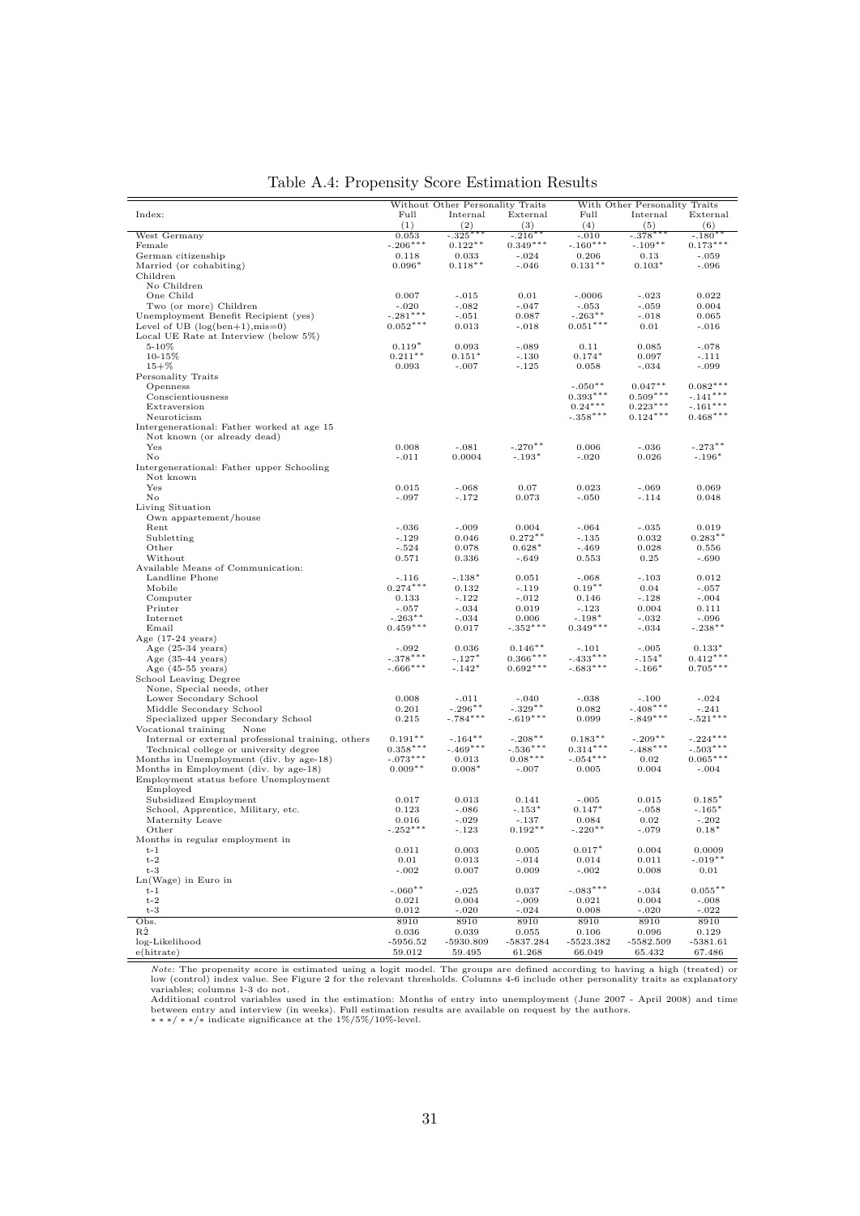Table A.4: Propensity Score Estimation Results

| Index: | Without Other Personality Traits | | | With Other Personality Traits | | |
|---|---|---|---|---|---|---|
| | Full | Internal | External | Full | Internal | External |
| | (1) | (2) | (3) | (4) | (5) | (6) |
| West Germany | 0.053 | -.325*** | -.216** | -.010 | -.378*** | -.180** |
| Female | -.206*** | 0.122** | 0.349*** | -.160*** | -.109** | 0.173*** |
| German citizenship | 0.118 | 0.033 | -.024 | 0.206 | 0.13 | -.059 |
| Married (or cohabiting) | 0.096* | 0.118** | -.046 | 0.131** | 0.103* | -.096 |
| Children | | | | | | |
| No Children | | | | | | |
| One Child | 0.007 | -.015 | 0.01 | -.0006 | -.023 | 0.022 |
| Two (or more) Children | -.020 | -.082 | -.047 | -.053 | -.059 | 0.004 |
| Unemployment Benefit Recipient (yes) | -.281*** | -.051 | 0.087 | -.263** | -.018 | 0.065 |
| Level of UB (log(ben+1),mis=0) | 0.052*** | 0.013 | -.018 | 0.051*** | 0.01 | -.016 |
| Local UE Rate at Interview (below 5%) | | | | | | |
| 5-10% | 0.119* | 0.093 | -.089 | 0.11 | 0.085 | -.078 |
| 10-15% | 0.211** | 0.151* | -.130 | 0.174* | 0.097 | -.111 |
| 15+% | 0.093 | -.007 | -.125 | 0.058 | -.034 | -.099 |
| Personality Traits | | | | | | |
| Openness | | | | -.050** | 0.047** | 0.082*** |
| Conscientiousness | | | | 0.393*** | 0.509*** | -.141*** |
| Extraversion | | | | 0.24*** | 0.223*** | -.161*** |
| Neuroticism | | | | -.358*** | 0.124*** | 0.468*** |
| Intergenerational: Father worked at age 15 | | | | | | |
| Not known (or already dead) | | | | | | |
| Yes | 0.008 | -.081 | -.270** | 0.006 | -.036 | -.273** |
| No | -.011 | 0.0004 | -.193* | -.020 | 0.026 | -.196* |
| Intergenerational: Father upper Schooling | | | | | | |
| Not known | | | | | | |
| Yes | 0.015 | -.068 | 0.07 | 0.023 | -.069 | 0.069 |
| No | -.097 | -.172 | 0.073 | -.050 | -.114 | 0.048 |
| Living Situation | | | | | | |
| Own appartement/house | | | | | | |
| Rent | -.036 | -.009 | 0.004 | -.064 | -.035 | 0.019 |
| Subletting | -.129 | 0.046 | 0.272** | -.135 | 0.032 | 0.283** |
| Other | -.524 | 0.078 | 0.628* | -.469 | 0.028 | 0.556 |
| Without | 0.571 | 0.336 | -.649 | 0.553 | 0.25 | -.690 |
| Available Means of Communication: | | | | | | |
| Landline Phone | -.116 | -.138* | 0.051 | -.068 | -.103 | 0.012 |
| Mobile | 0.274*** | 0.132 | -.119 | 0.19** | 0.04 | -.057 |
| Computer | 0.133 | -.122 | -.012 | 0.146 | -.128 | -.004 |
| Printer | -.057 | -.034 | 0.019 | -.123 | 0.004 | 0.111 |
| Internet | -.263** | -.034 | 0.006 | -.198* | -.032 | -.096 |
| Email | 0.459*** | 0.017 | -.352*** | 0.349*** | -.034 | -.238** |
| Age (17-24 years) | | | | | | |
| Age (25-34 years) | -.092 | 0.036 | 0.146** | -.101 | -.005 | 0.133* |
| Age (35-44 years) | -.378*** | -.127* | 0.366*** | -.433*** | -.154* | 0.412*** |
| Age (45-55 years) | -.666*** | -.142* | 0.692*** | -.683*** | -.166* | 0.705*** |
| School Leaving Degree | | | | | | |
| None, Special needs, other | | | | | | |
| Lower Secondary School | 0.008 | -.011 | -.040 | -.038 | -.100 | -.024 |
| Middle Secondary School | 0.201 | -.296** | -.329** | 0.082 | -.408*** | -.241 |
| Specialized upper Secondary School | 0.215 | -.784*** | -.619*** | 0.099 | -.849*** | -.521*** |
| Vocational training None | | | | | | |
| Internal or external professional training, others | 0.191** | -.164** | -.208** | 0.183** | -.209** | -.224*** |
| Technical college or university degree | 0.358*** | -.469*** | -.536*** | 0.314*** | -.488*** | -.503*** |
| Months in Unemployment (div. by age-18) | -.073*** | 0.013 | 0.08*** | -.054*** | 0.02 | 0.065*** |
| Months in Employment (div. by age-18) | 0.009** | 0.008* | -.007 | 0.005 | 0.004 | -.004 |
| Employment status before Unemployment | | | | | | |
| Employed | | | | | | |
| Subsidized Employment | 0.017 | 0.013 | 0.141 | -.005 | 0.015 | 0.185* |
| School, Apprentice, Military, etc. | 0.123 | -.086 | -.153* | 0.147* | -.058 | -.165* |
| Maternity Leave | 0.016 | -.029 | -.137 | 0.084 | 0.02 | -.202 |
| Other | -.252*** | -.123 | 0.192** | -.220** | -.079 | 0.18* |
| Months in regular employment in | | | | | | |
| t-1 | 0.011 | 0.003 | 0.005 | 0.017* | 0.004 | 0.0009 |
| t-2 | 0.01 | 0.013 | -.014 | 0.014 | 0.011 | -.019** |
| t-3 | -.002 | 0.007 | 0.009 | -.002 | 0.008 | 0.01 |
| Ln(Wage) in Euro in | | | | | | |
| t-1 | -.060** | -.025 | 0.037 | -.083*** | -.034 | 0.055** |
| t-2 | 0.021 | 0.004 | -.009 | 0.021 | 0.004 | -.008 |
| t-3 | 0.012 | -.020 | -.024 | 0.008 | -.020 | -.022 |
| Obs. | 8910 | 8910 | 8910 | 8910 | 8910 | 8910 |
| R2 | 0.036 | 0.039 | 0.055 | 0.106 | 0.096 | 0.129 |
| log-Likelihood | -5956.52 | -5930.809 | -5837.284 | -5523.382 | -5582.509 | -5381.61 |
| e(hitrate) | 59.012 | 59.495 | 61.268 | 66.049 | 65.432 | 67.486 |

*Note:* The propensity score is estimated using a logit model. The groups are defined according to having a high (treated) or low (control) index value. See Figure 2 for the relevant thresholds. Columns 4-6 include other personality traits as explanatory variables; columns 1-3 do not.
Additional control variables used in the estimation: Months of entry into unemployment (June 2007 - April 2008) and time between entry and interview (in weeks). Full estimation results are available on request by the authors.
\*\*\*/\*\*/\* indicate significance at the 1%/5%/10%-level.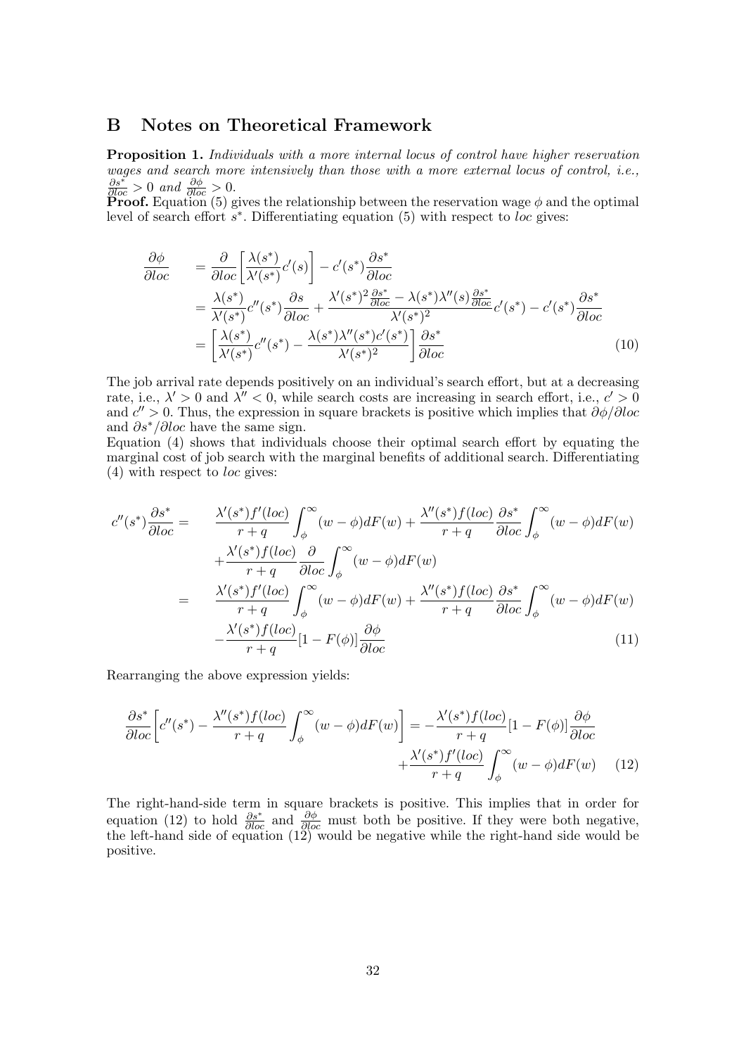## B Notes on Theoretical Framework

**Proposition 1.** *Individuals with a more internal locus of control have higher reservation wages and search more intensively than those with a more external locus of control, i.e., $\frac{\partial s^*}{\partial loc} > 0$ and $\frac{\partial \phi}{\partial loc} > 0$.*

**Proof.** Equation (5) gives the relationship between the reservation wage $\phi$ and the optimal level of search effort $s^*$. Differentiating equation (5) with respect to $loc$ gives:

$$
\begin{aligned}
\frac{\partial \phi}{\partial loc} &= \frac{\partial}{\partial loc}\left[\frac{\lambda(s^*)}{\lambda'(s^*)}c'(s)\right] - c'(s^*)\frac{\partial s^*}{\partial loc} \\
&= \frac{\lambda(s^*)}{\lambda'(s^*)}c''(s^*)\frac{\partial s}{\partial loc} + \frac{\lambda'(s^*)^2 \frac{\partial s^*}{\partial loc} - \lambda(s^*)\lambda''(s)\frac{\partial s^*}{\partial loc}}{\lambda'(s^*)^2}c'(s^*) - c'(s^*)\frac{\partial s^*}{\partial loc} \\
&= \left[\frac{\lambda(s^*)}{\lambda'(s^*)}c''(s^*) - \frac{\lambda(s^*)\lambda''(s^*)c'(s^*)}{\lambda'(s^*)^2}\right]\frac{\partial s^*}{\partial loc} \qquad (10)
\end{aligned}
$$

The job arrival rate depends positively on an individual's search effort, but at a decreasing rate, i.e., $\lambda' > 0$ and $\lambda'' < 0$, while search costs are increasing in search effort, i.e., $c' > 0$ and $c'' > 0$. Thus, the expression in square brackets is positive which implies that $\partial\phi/\partial loc$ and $\partial s^*/\partial loc$ have the same sign.

Equation (4) shows that individuals choose their optimal search effort by equating the marginal cost of job search with the marginal benefits of additional search. Differentiating (4) with respect to $loc$ gives:

$$
\begin{aligned}
c''(s^*)\frac{\partial s^*}{\partial loc} = \quad & \frac{\lambda'(s^*)f'(loc)}{r+q}\int_{\phi}^{\infty}(w-\phi)dF(w) + \frac{\lambda''(s^*)f(loc)}{r+q}\frac{\partial s^*}{\partial loc}\int_{\phi}^{\infty}(w-\phi)dF(w) \\
& + \frac{\lambda'(s^*)f(loc)}{r+q}\frac{\partial}{\partial loc}\int_{\phi}^{\infty}(w-\phi)dF(w) \\
= \quad & \frac{\lambda'(s^*)f'(loc)}{r+q}\int_{\phi}^{\infty}(w-\phi)dF(w) + \frac{\lambda''(s^*)f(loc)}{r+q}\frac{\partial s^*}{\partial loc}\int_{\phi}^{\infty}(w-\phi)dF(w) \\
& - \frac{\lambda'(s^*)f(loc)}{r+q}[1-F(\phi)]\frac{\partial \phi}{\partial loc} \qquad (11)
\end{aligned}
$$

Rearranging the above expression yields:

$$
\begin{aligned}
\frac{\partial s^*}{\partial loc}\left[c''(s^*) - \frac{\lambda''(s^*)f(loc)}{r+q}\int_{\phi}^{\infty}(w-\phi)dF(w)\right] = & -\frac{\lambda'(s^*)f(loc)}{r+q}[1-F(\phi)]\frac{\partial \phi}{\partial loc} \\
& + \frac{\lambda'(s^*)f'(loc)}{r+q}\int_{\phi}^{\infty}(w-\phi)dF(w) \qquad (12)
\end{aligned}
$$

The right-hand-side term in square brackets is positive. This implies that in order for equation (12) to hold $\frac{\partial s^*}{\partial loc}$ and $\frac{\partial \phi}{\partial loc}$ must both be positive. If they were both negative, the left-hand side of equation (12) would be negative while the right-hand side would be positive.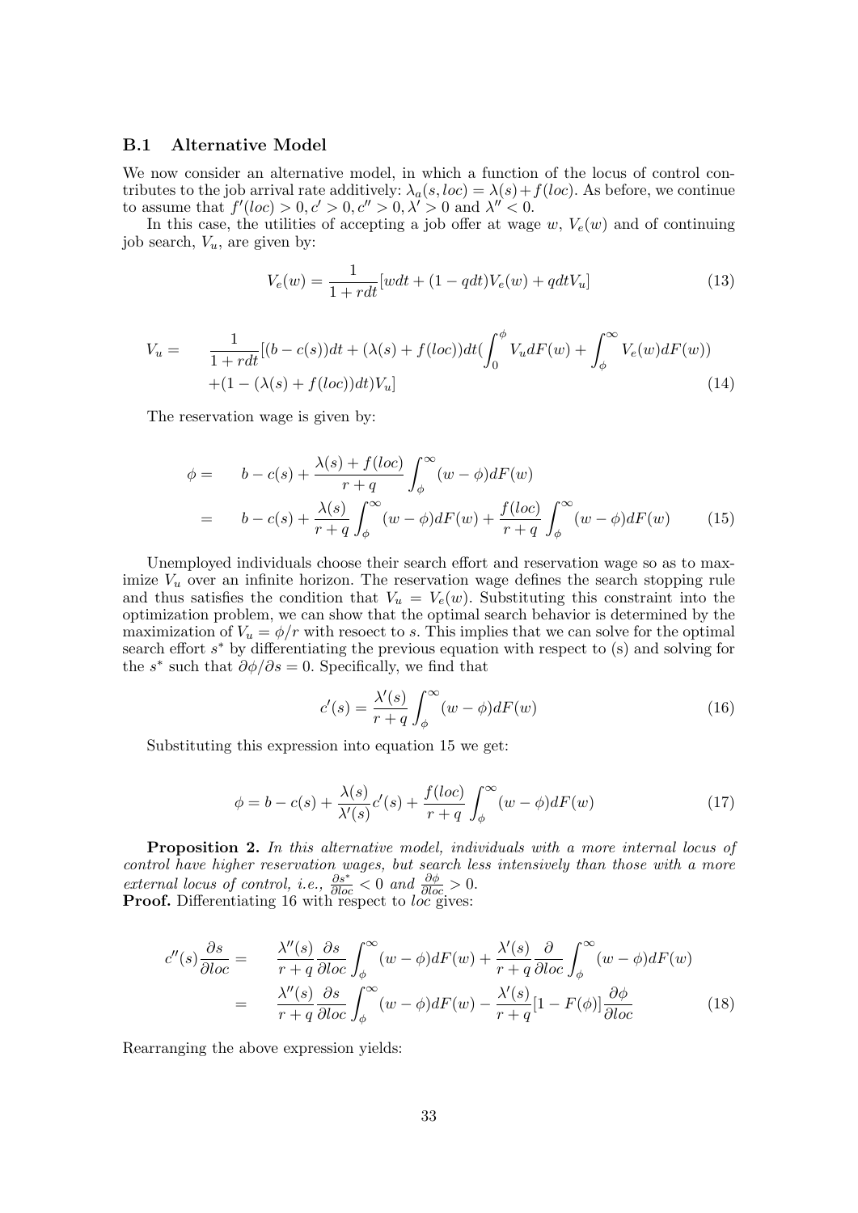### B.1 Alternative Model

We now consider an alternative model, in which a function of the locus of control contributes to the job arrival rate additively: $\lambda_a(s, loc) = \lambda(s) + f(loc)$. As before, we continue to assume that $f'(loc) > 0, c' > 0, c'' > 0, \lambda' > 0$ and $\lambda'' < 0$.

In this case, the utilities of accepting a job offer at wage $w$, $V_e(w)$ and of continuing job search, $V_u$, are given by:

$$V_e(w) = \frac{1}{1 + rdt}[wdt + (1 - qdt)V_e(w) + qdtV_u] \tag{13}$$

$$\begin{aligned} V_u = \quad & \frac{1}{1 + rdt}[(b - c(s))dt + (\lambda(s) + f(loc))dt(\int_0^\phi V_u dF(w) + \int_\phi^\infty V_e(w)dF(w)) \\ & +(1 - (\lambda(s) + f(loc))dt)V_u] \end{aligned} \tag{14}$$

The reservation wage is given by:

$$\begin{aligned} \phi = \quad & b - c(s) + \frac{\lambda(s) + f(loc)}{r + q} \int_\phi^\infty (w - \phi)dF(w) \\ = \quad & b - c(s) + \frac{\lambda(s)}{r + q} \int_\phi^\infty (w - \phi)dF(w) + \frac{f(loc)}{r + q} \int_\phi^\infty (w - \phi)dF(w) \end{aligned} \tag{15}$$

Unemployed individuals choose their search effort and reservation wage so as to maximize $V_u$ over an infinite horizon. The reservation wage defines the search stopping rule and thus satisfies the condition that $V_u = V_e(w)$. Substituting this constraint into the optimization problem, we can show that the optimal search behavior is determined by the maximization of $V_u = \phi/r$ with resoect to $s$. This implies that we can solve for the optimal search effort $s^*$ by differentiating the previous equation with respect to (s) and solving for the $s^*$ such that $\partial\phi/\partial s = 0$. Specifically, we find that

$$c'(s) = \frac{\lambda'(s)}{r + q} \int_\phi^\infty (w - \phi)dF(w) \tag{16}$$

Substituting this expression into equation 15 we get:

$$\phi = b - c(s) + \frac{\lambda(s)}{\lambda'(s)}c'(s) + \frac{f(loc)}{r + q} \int_\phi^\infty (w - \phi)dF(w) \tag{17}$$

**Proposition 2.** *In this alternative model, individuals with a more internal locus of control have higher reservation wages, but search less intensively than those with a more external locus of control, i.e.,* $\frac{\partial s^*}{\partial loc} < 0$ *and* $\frac{\partial \phi}{\partial loc} > 0$.

**Proof.** Differentiating 16 with respect to $loc$ gives:

$$\begin{aligned} c''(s)\frac{\partial s}{\partial loc} = \quad & \frac{\lambda''(s)}{r + q}\frac{\partial s}{\partial loc} \int_\phi^\infty (w - \phi)dF(w) + \frac{\lambda'(s)}{r + q}\frac{\partial}{\partial loc} \int_\phi^\infty (w - \phi)dF(w) \\ = \quad & \frac{\lambda''(s)}{r + q}\frac{\partial s}{\partial loc} \int_\phi^\infty (w - \phi)dF(w) - \frac{\lambda'(s)}{r + q}[1 - F(\phi)]\frac{\partial \phi}{\partial loc} \end{aligned} \tag{18}$$

Rearranging the above expression yields: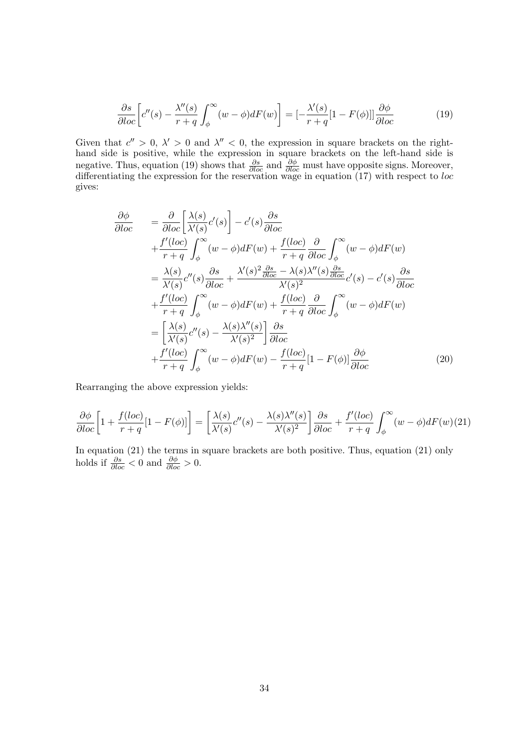$$\frac{\partial s}{\partial loc}\left[c''(s) - \frac{\lambda''(s)}{r+q}\int_{\phi}^{\infty}(w-\phi)dF(w)\right] = [-\frac{\lambda'(s)}{r+q}[1-F(\phi)]]\frac{\partial \phi}{\partial loc} \tag{19}$$

Given that $c'' > 0$, $\lambda' > 0$ and $\lambda'' < 0$, the expression in square brackets on the right-hand side is positive, while the expression in square brackets on the left-hand side is negative. Thus, equation (19) shows that $\frac{\partial s}{\partial loc}$ and $\frac{\partial \phi}{\partial loc}$ must have opposite signs. Moreover, differentiating the expression for the reservation wage in equation (17) with respect to $loc$ gives:

$$\begin{aligned}
\frac{\partial \phi}{\partial loc} \quad &= \frac{\partial}{\partial loc}\left[\frac{\lambda(s)}{\lambda'(s)}c'(s)\right] - c'(s)\frac{\partial s}{\partial loc} \\
&+\frac{f'(loc)}{r+q}\int_{\phi}^{\infty}(w-\phi)dF(w) + \frac{f(loc)}{r+q}\frac{\partial}{\partial loc}\int_{\phi}^{\infty}(w-\phi)dF(w) \\
&= \frac{\lambda(s)}{\lambda'(s)}c''(s)\frac{\partial s}{\partial loc} + \frac{\lambda'(s)^2\frac{\partial s}{\partial loc} - \lambda(s)\lambda''(s)\frac{\partial s}{\partial loc}}{\lambda'(s)^2}c'(s) - c'(s)\frac{\partial s}{\partial loc} \\
&+\frac{f'(loc)}{r+q}\int_{\phi}^{\infty}(w-\phi)dF(w) + \frac{f(loc)}{r+q}\frac{\partial}{\partial loc}\int_{\phi}^{\infty}(w-\phi)dF(w) \\
&= \left[\frac{\lambda(s)}{\lambda'(s)}c''(s) - \frac{\lambda(s)\lambda''(s)}{\lambda'(s)^2}\right]\frac{\partial s}{\partial loc} \\
&+\frac{f'(loc)}{r+q}\int_{\phi}^{\infty}(w-\phi)dF(w) - \frac{f(loc)}{r+q}[1-F(\phi)]\frac{\partial \phi}{\partial loc}
\end{aligned} \tag{20}$$

Rearranging the above expression yields:

$$\frac{\partial \phi}{\partial loc}\left[1 + \frac{f(loc)}{r+q}[1-F(\phi)]\right] = \left[\frac{\lambda(s)}{\lambda'(s)}c''(s) - \frac{\lambda(s)\lambda''(s)}{\lambda'(s)^2}\right]\frac{\partial s}{\partial loc} + \frac{f'(loc)}{r+q}\int_{\phi}^{\infty}(w-\phi)dF(w) \tag{21}$$

In equation (21) the terms in square brackets are both positive. Thus, equation (21) only holds if $\frac{\partial s}{\partial loc} < 0$ and $\frac{\partial \phi}{\partial loc} > 0$.